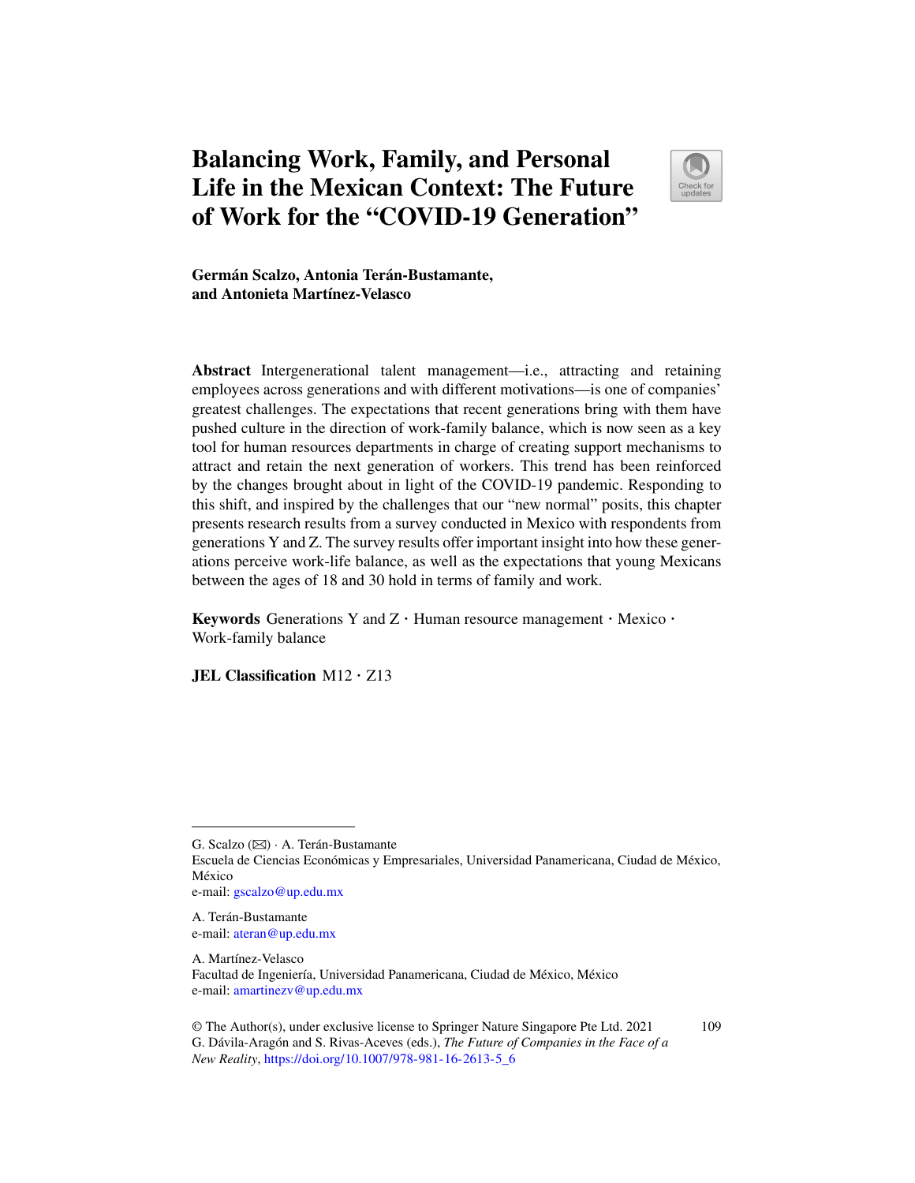# Balancing Work, Family, and Personal Life in the Mexican Context: The Future of Work for the "COVID-19 Generation"

**Germán Scalzo, Antonia Terán-Bustamante, and Antonieta Martínez-Velasco**

**Abstract** Intergenerational talent management—i.e., attracting and retaining employees across generations and with different motivations—is one of companies' greatest challenges. The expectations that recent generations bring with them have pushed culture in the direction of work-family balance, which is now seen as a key tool for human resources departments in charge of creating support mechanisms to attract and retain the next generation of workers. This trend has been reinforced by the changes brought about in light of the COVID-19 pandemic. Responding to this shift, and inspired by the challenges that our "new normal" posits, this chapter presents research results from a survey conducted in Mexico with respondents from generations Y and Z. The survey results offer important insight into how these generations perceive work-life balance, as well as the expectations that young Mexicans between the ages of 18 and 30 hold in terms of family and work.

**Keywords** Generations Y and Z · Human resource management · Mexico · Work-family balance

**JEL Classification** M12 · Z13

---

G. Scalzo (✉) · A. Terán-Bustamante
Escuela de Ciencias Económicas y Empresariales, Universidad Panamericana, Ciudad de México, México
e-mail: gscalzo@up.edu.mx

A. Terán-Bustamante
e-mail: ateran@up.edu.mx

A. Martínez-Velasco
Facultad de Ingeniería, Universidad Panamericana, Ciudad de México, México
e-mail: amartinezv@up.edu.mx

© The Author(s), under exclusive license to Springer Nature Singapore Pte Ltd. 2021
G. Dávila-Aragón and S. Rivas-Aceves (eds.), *The Future of Companies in the Face of a New Reality*, https://doi.org/10.1007/978-981-16-2613-5_6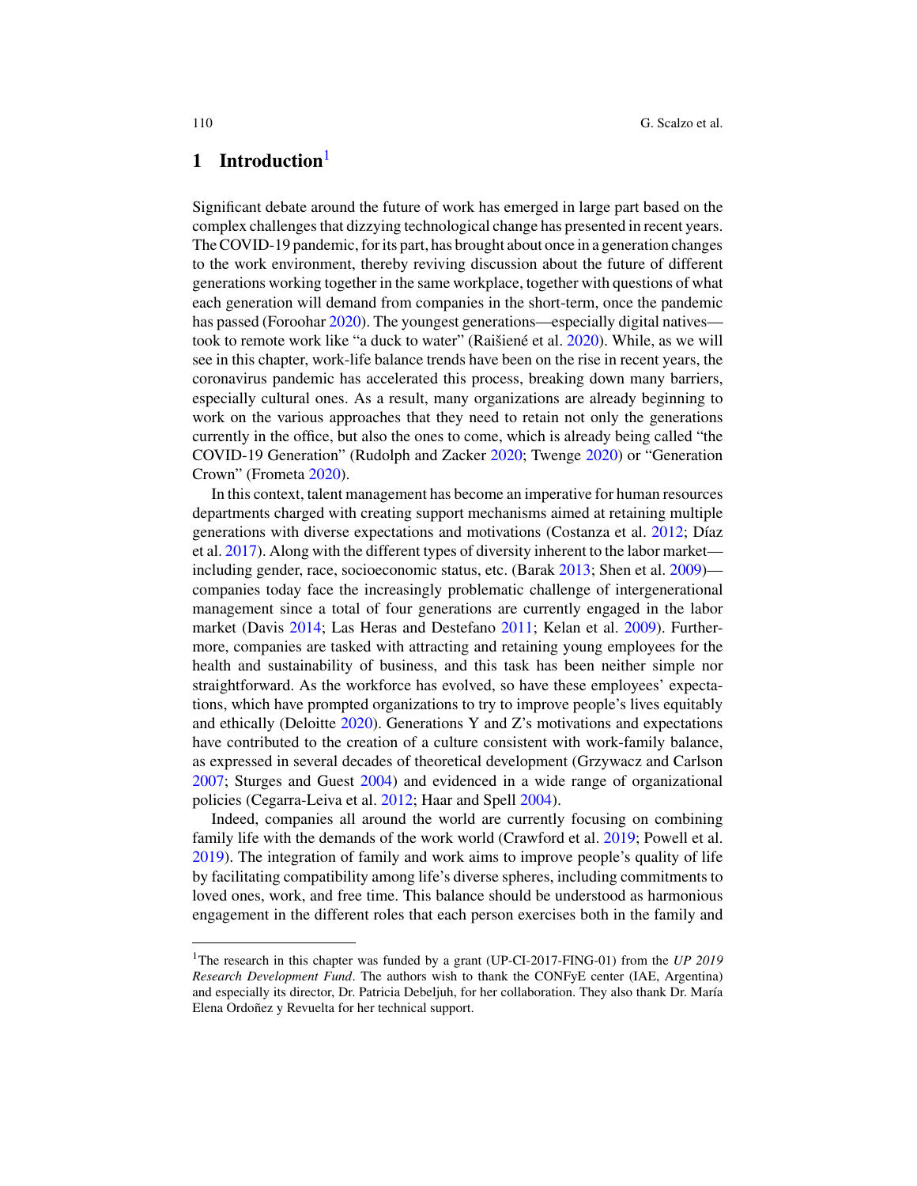## 1 Introduction[1]

Significant debate around the future of work has emerged in large part based on the complex challenges that dizzying technological change has presented in recent years. The COVID-19 pandemic, for its part, has brought about once in a generation changes to the work environment, thereby reviving discussion about the future of different generations working together in the same workplace, together with questions of what each generation will demand from companies in the short-term, once the pandemic has passed (Foroohar 2020). The youngest generations—especially digital natives—took to remote work like "a duck to water" (Raišiené et al. 2020). While, as we will see in this chapter, work-life balance trends have been on the rise in recent years, the coronavirus pandemic has accelerated this process, breaking down many barriers, especially cultural ones. As a result, many organizations are already beginning to work on the various approaches that they need to retain not only the generations currently in the office, but also the ones to come, which is already being called "the COVID-19 Generation" (Rudolph and Zacker 2020; Twenge 2020) or "Generation Crown" (Frometa 2020).

In this context, talent management has become an imperative for human resources departments charged with creating support mechanisms aimed at retaining multiple generations with diverse expectations and motivations (Costanza et al. 2012; Díaz et al. 2017). Along with the different types of diversity inherent to the labor market—including gender, race, socioeconomic status, etc. (Barak 2013; Shen et al. 2009)—companies today face the increasingly problematic challenge of intergenerational management since a total of four generations are currently engaged in the labor market (Davis 2014; Las Heras and Destefano 2011; Kelan et al. 2009). Furthermore, companies are tasked with attracting and retaining young employees for the health and sustainability of business, and this task has been neither simple nor straightforward. As the workforce has evolved, so have these employees' expectations, which have prompted organizations to try to improve people's lives equitably and ethically (Deloitte 2020). Generations Y and Z's motivations and expectations have contributed to the creation of a culture consistent with work-family balance, as expressed in several decades of theoretical development (Grzywacz and Carlson 2007; Sturges and Guest 2004) and evidenced in a wide range of organizational policies (Cegarra-Leiva et al. 2012; Haar and Spell 2004).

Indeed, companies all around the world are currently focusing on combining family life with the demands of the work world (Crawford et al. 2019; Powell et al. 2019). The integration of family and work aims to improve people's quality of life by facilitating compatibility among life's diverse spheres, including commitments to loved ones, work, and free time. This balance should be understood as harmonious engagement in the different roles that each person exercises both in the family and

---

[1] The research in this chapter was funded by a grant (UP-CI-2017-FING-01) from the *UP 2019 Research Development Fund*. The authors wish to thank the CONFyE center (IAE, Argentina) and especially its director, Dr. Patricia Debeljuh, for her collaboration. They also thank Dr. María Elena Ordoñez y Revuelta for her technical support.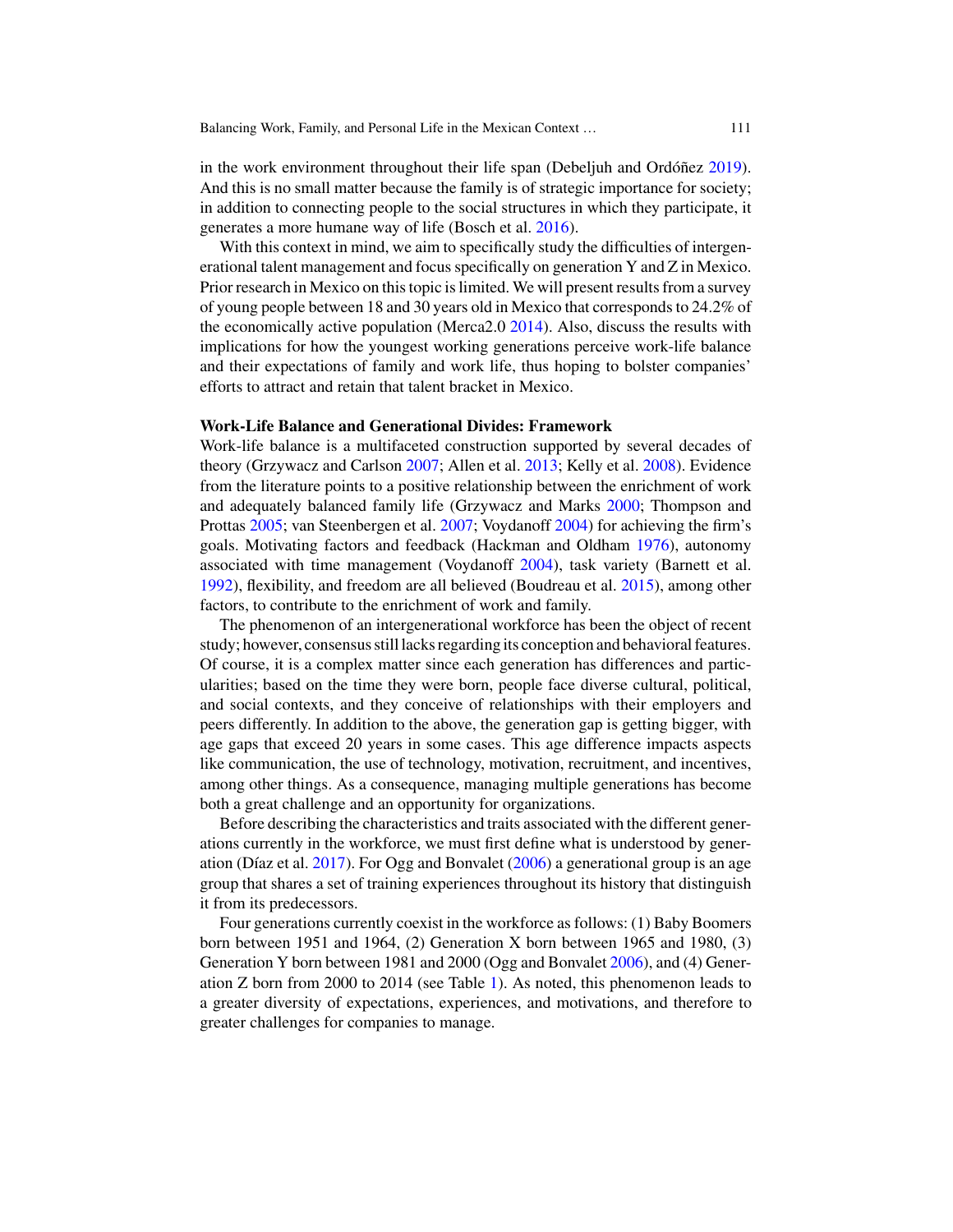in the work environment throughout their life span (Debeljuh and Ordóñez 2019). And this is no small matter because the family is of strategic importance for society; in addition to connecting people to the social structures in which they participate, it generates a more humane way of life (Bosch et al. 2016).

With this context in mind, we aim to specifically study the difficulties of intergenerational talent management and focus specifically on generation Y and Z in Mexico. Prior research in Mexico on this topic is limited. We will present results from a survey of young people between 18 and 30 years old in Mexico that corresponds to 24.2% of the economically active population (Merca2.0 2014). Also, discuss the results with implications for how the youngest working generations perceive work-life balance and their expectations of family and work life, thus hoping to bolster companies' efforts to attract and retain that talent bracket in Mexico.

## Work-Life Balance and Generational Divides: Framework

Work-life balance is a multifaceted construction supported by several decades of theory (Grzywacz and Carlson 2007; Allen et al. 2013; Kelly et al. 2008). Evidence from the literature points to a positive relationship between the enrichment of work and adequately balanced family life (Grzywacz and Marks 2000; Thompson and Prottas 2005; van Steenbergen et al. 2007; Voydanoff 2004) for achieving the firm's goals. Motivating factors and feedback (Hackman and Oldham 1976), autonomy associated with time management (Voydanoff 2004), task variety (Barnett et al. 1992), flexibility, and freedom are all believed (Boudreau et al. 2015), among other factors, to contribute to the enrichment of work and family.

The phenomenon of an intergenerational workforce has been the object of recent study; however, consensus still lacks regarding its conception and behavioral features. Of course, it is a complex matter since each generation has differences and particularities; based on the time they were born, people face diverse cultural, political, and social contexts, and they conceive of relationships with their employers and peers differently. In addition to the above, the generation gap is getting bigger, with age gaps that exceed 20 years in some cases. This age difference impacts aspects like communication, the use of technology, motivation, recruitment, and incentives, among other things. As a consequence, managing multiple generations has become both a great challenge and an opportunity for organizations.

Before describing the characteristics and traits associated with the different generations currently in the workforce, we must first define what is understood by generation (Díaz et al. 2017). For Ogg and Bonvalet (2006) a generational group is an age group that shares a set of training experiences throughout its history that distinguish it from its predecessors.

Four generations currently coexist in the workforce as follows: (1) Baby Boomers born between 1951 and 1964, (2) Generation X born between 1965 and 1980, (3) Generation Y born between 1981 and 2000 (Ogg and Bonvalet 2006), and (4) Generation Z born from 2000 to 2014 (see Table 1). As noted, this phenomenon leads to a greater diversity of expectations, experiences, and motivations, and therefore to greater challenges for companies to manage.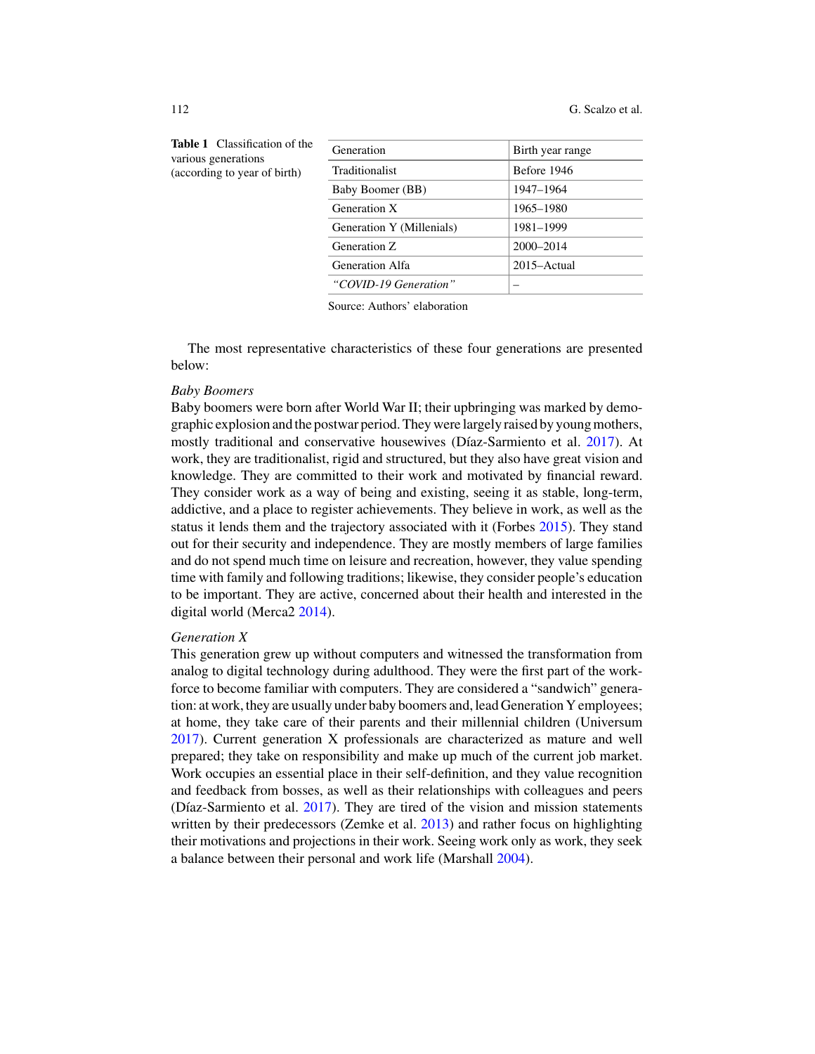**Table 1** Classification of the various generations (according to year of birth)

| Generation | Birth year range |
|---|---|
| Traditionalist | Before 1946 |
| Baby Boomer (BB) | 1947–1964 |
| Generation X | 1965–1980 |
| Generation Y (Millenials) | 1981–1999 |
| Generation Z | 2000–2014 |
| Generation Alfa | 2015–Actual |
| *"COVID-19 Generation"* | – |

Source: Authors' elaboration

The most representative characteristics of these four generations are presented below:

*Baby Boomers*

Baby boomers were born after World War II; their upbringing was marked by demographic explosion and the postwar period. They were largely raised by young mothers, mostly traditional and conservative housewives (Díaz-Sarmiento et al. 2017). At work, they are traditionalist, rigid and structured, but they also have great vision and knowledge. They are committed to their work and motivated by financial reward. They consider work as a way of being and existing, seeing it as stable, long-term, addictive, and a place to register achievements. They believe in work, as well as the status it lends them and the trajectory associated with it (Forbes 2015). They stand out for their security and independence. They are mostly members of large families and do not spend much time on leisure and recreation, however, they value spending time with family and following traditions; likewise, they consider people's education to be important. They are active, concerned about their health and interested in the digital world (Merca2 2014).

*Generation X*

This generation grew up without computers and witnessed the transformation from analog to digital technology during adulthood. They were the first part of the workforce to become familiar with computers. They are considered a "sandwich" generation: at work, they are usually under baby boomers and, lead Generation Y employees; at home, they take care of their parents and their millennial children (Universum 2017). Current generation X professionals are characterized as mature and well prepared; they take on responsibility and make up much of the current job market. Work occupies an essential place in their self-definition, and they value recognition and feedback from bosses, as well as their relationships with colleagues and peers (Díaz-Sarmiento et al. 2017). They are tired of the vision and mission statements written by their predecessors (Zemke et al. 2013) and rather focus on highlighting their motivations and projections in their work. Seeing work only as work, they seek a balance between their personal and work life (Marshall 2004).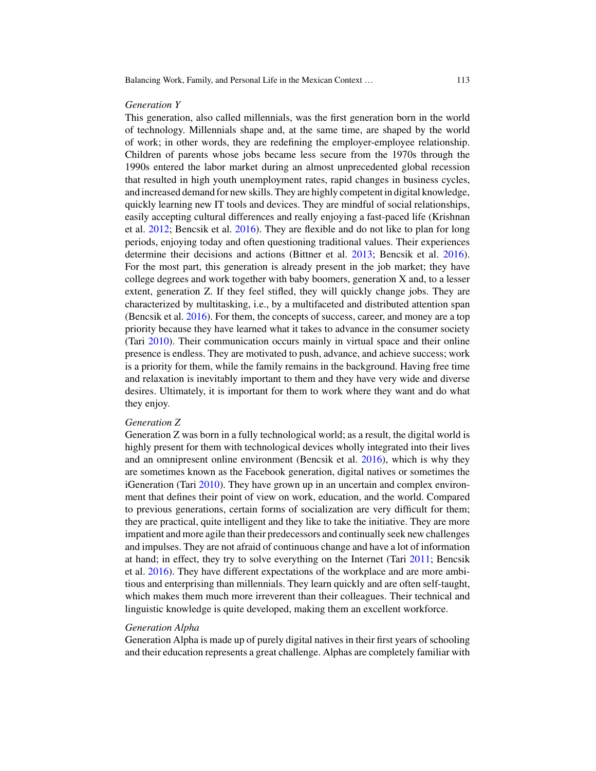*Generation Y*

This generation, also called millennials, was the first generation born in the world of technology. Millennials shape and, at the same time, are shaped by the world of work; in other words, they are redefining the employer-employee relationship. Children of parents whose jobs became less secure from the 1970s through the 1990s entered the labor market during an almost unprecedented global recession that resulted in high youth unemployment rates, rapid changes in business cycles, and increased demand for new skills. They are highly competent in digital knowledge, quickly learning new IT tools and devices. They are mindful of social relationships, easily accepting cultural differences and really enjoying a fast-paced life (Krishnan et al. 2012; Bencsik et al. 2016). They are flexible and do not like to plan for long periods, enjoying today and often questioning traditional values. Their experiences determine their decisions and actions (Bittner et al. 2013; Bencsik et al. 2016). For the most part, this generation is already present in the job market; they have college degrees and work together with baby boomers, generation X and, to a lesser extent, generation Z. If they feel stifled, they will quickly change jobs. They are characterized by multitasking, i.e., by a multifaceted and distributed attention span (Bencsik et al. 2016). For them, the concepts of success, career, and money are a top priority because they have learned what it takes to advance in the consumer society (Tari 2010). Their communication occurs mainly in virtual space and their online presence is endless. They are motivated to push, advance, and achieve success; work is a priority for them, while the family remains in the background. Having free time and relaxation is inevitably important to them and they have very wide and diverse desires. Ultimately, it is important for them to work where they want and do what they enjoy.

*Generation Z*

Generation Z was born in a fully technological world; as a result, the digital world is highly present for them with technological devices wholly integrated into their lives and an omnipresent online environment (Bencsik et al. 2016), which is why they are sometimes known as the Facebook generation, digital natives or sometimes the iGeneration (Tari 2010). They have grown up in an uncertain and complex environment that defines their point of view on work, education, and the world. Compared to previous generations, certain forms of socialization are very difficult for them; they are practical, quite intelligent and they like to take the initiative. They are more impatient and more agile than their predecessors and continually seek new challenges and impulses. They are not afraid of continuous change and have a lot of information at hand; in effect, they try to solve everything on the Internet (Tari 2011; Bencsik et al. 2016). They have different expectations of the workplace and are more ambitious and enterprising than millennials. They learn quickly and are often self-taught, which makes them much more irreverent than their colleagues. Their technical and linguistic knowledge is quite developed, making them an excellent workforce.

*Generation Alpha*

Generation Alpha is made up of purely digital natives in their first years of schooling and their education represents a great challenge. Alphas are completely familiar with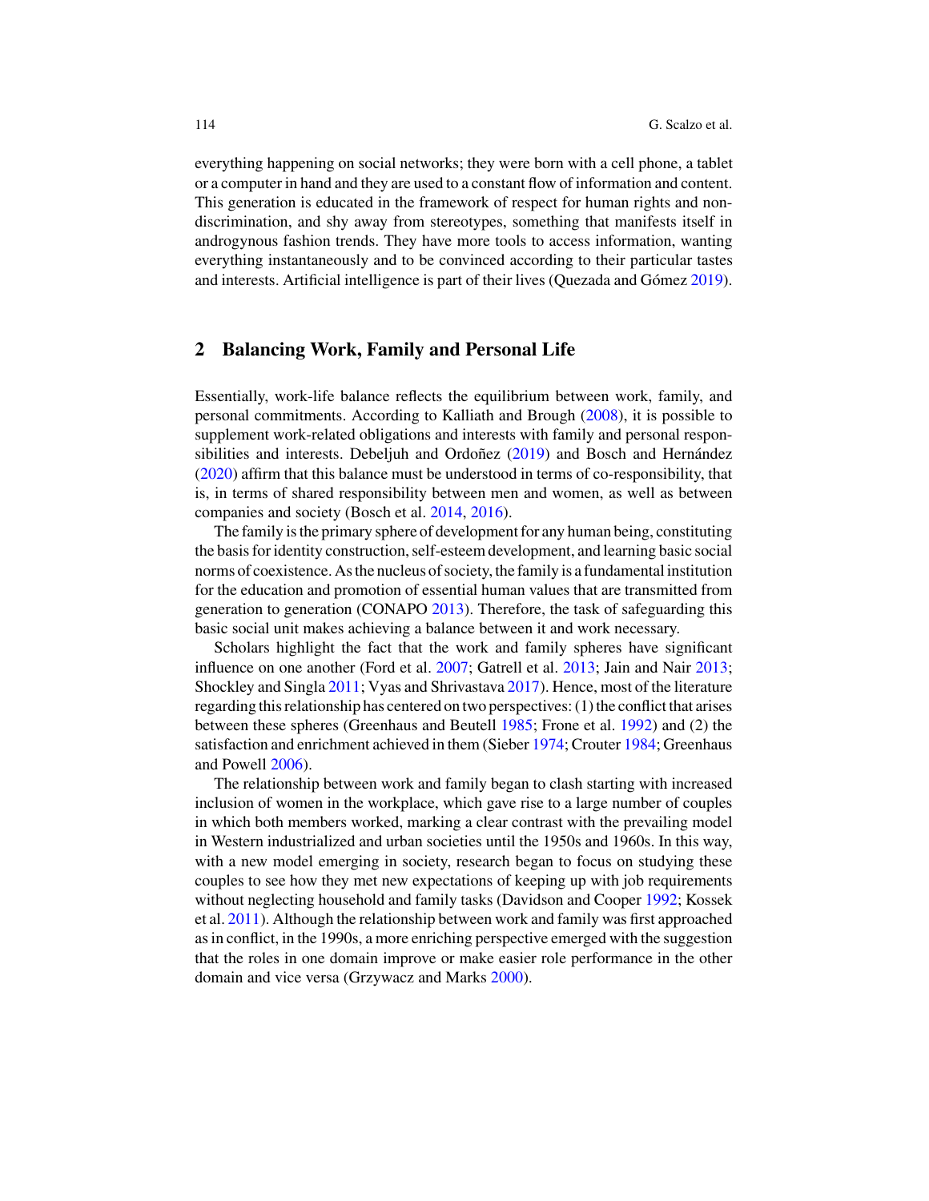everything happening on social networks; they were born with a cell phone, a tablet or a computer in hand and they are used to a constant flow of information and content. This generation is educated in the framework of respect for human rights and non-discrimination, and shy away from stereotypes, something that manifests itself in androgynous fashion trends. They have more tools to access information, wanting everything instantaneously and to be convinced according to their particular tastes and interests. Artificial intelligence is part of their lives (Quezada and Gómez 2019).

## 2 Balancing Work, Family and Personal Life

Essentially, work-life balance reflects the equilibrium between work, family, and personal commitments. According to Kalliath and Brough (2008), it is possible to supplement work-related obligations and interests with family and personal responsibilities and interests. Debeljuh and Ordoñez (2019) and Bosch and Hernández (2020) affirm that this balance must be understood in terms of co-responsibility, that is, in terms of shared responsibility between men and women, as well as between companies and society (Bosch et al. 2014, 2016).

The family is the primary sphere of development for any human being, constituting the basis for identity construction, self-esteem development, and learning basic social norms of coexistence. As the nucleus of society, the family is a fundamental institution for the education and promotion of essential human values that are transmitted from generation to generation (CONAPO 2013). Therefore, the task of safeguarding this basic social unit makes achieving a balance between it and work necessary.

Scholars highlight the fact that the work and family spheres have significant influence on one another (Ford et al. 2007; Gatrell et al. 2013; Jain and Nair 2013; Shockley and Singla 2011; Vyas and Shrivastava 2017). Hence, most of the literature regarding this relationship has centered on two perspectives: (1) the conflict that arises between these spheres (Greenhaus and Beutell 1985; Frone et al. 1992) and (2) the satisfaction and enrichment achieved in them (Sieber 1974; Crouter 1984; Greenhaus and Powell 2006).

The relationship between work and family began to clash starting with increased inclusion of women in the workplace, which gave rise to a large number of couples in which both members worked, marking a clear contrast with the prevailing model in Western industrialized and urban societies until the 1950s and 1960s. In this way, with a new model emerging in society, research began to focus on studying these couples to see how they met new expectations of keeping up with job requirements without neglecting household and family tasks (Davidson and Cooper 1992; Kossek et al. 2011). Although the relationship between work and family was first approached as in conflict, in the 1990s, a more enriching perspective emerged with the suggestion that the roles in one domain improve or make easier role performance in the other domain and vice versa (Grzywacz and Marks 2000).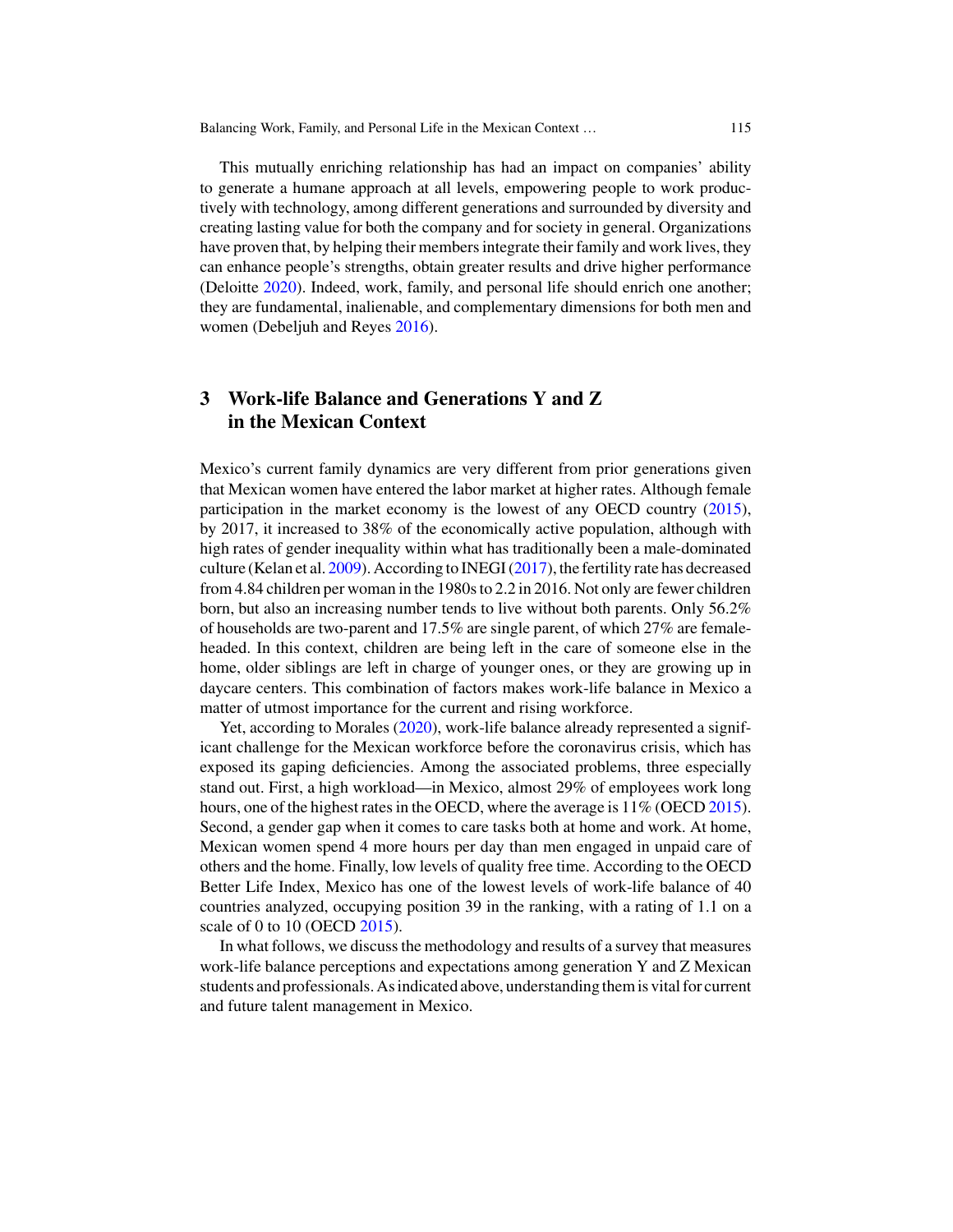This mutually enriching relationship has had an impact on companies' ability to generate a humane approach at all levels, empowering people to work productively with technology, among different generations and surrounded by diversity and creating lasting value for both the company and for society in general. Organizations have proven that, by helping their members integrate their family and work lives, they can enhance people's strengths, obtain greater results and drive higher performance (Deloitte 2020). Indeed, work, family, and personal life should enrich one another; they are fundamental, inalienable, and complementary dimensions for both men and women (Debeljuh and Reyes 2016).

## 3 Work-life Balance and Generations Y and Z in the Mexican Context

Mexico's current family dynamics are very different from prior generations given that Mexican women have entered the labor market at higher rates. Although female participation in the market economy is the lowest of any OECD country (2015), by 2017, it increased to 38% of the economically active population, although with high rates of gender inequality within what has traditionally been a male-dominated culture (Kelan et al. 2009). According to INEGI (2017), the fertility rate has decreased from 4.84 children per woman in the 1980s to 2.2 in 2016. Not only are fewer children born, but also an increasing number tends to live without both parents. Only 56.2% of households are two-parent and 17.5% are single parent, of which 27% are female-headed. In this context, children are being left in the care of someone else in the home, older siblings are left in charge of younger ones, or they are growing up in daycare centers. This combination of factors makes work-life balance in Mexico a matter of utmost importance for the current and rising workforce.

Yet, according to Morales (2020), work-life balance already represented a significant challenge for the Mexican workforce before the coronavirus crisis, which has exposed its gaping deficiencies. Among the associated problems, three especially stand out. First, a high workload—in Mexico, almost 29% of employees work long hours, one of the highest rates in the OECD, where the average is 11% (OECD 2015). Second, a gender gap when it comes to care tasks both at home and work. At home, Mexican women spend 4 more hours per day than men engaged in unpaid care of others and the home. Finally, low levels of quality free time. According to the OECD Better Life Index, Mexico has one of the lowest levels of work-life balance of 40 countries analyzed, occupying position 39 in the ranking, with a rating of 1.1 on a scale of 0 to 10 (OECD 2015).

In what follows, we discuss the methodology and results of a survey that measures work-life balance perceptions and expectations among generation Y and Z Mexican students and professionals. As indicated above, understanding them is vital for current and future talent management in Mexico.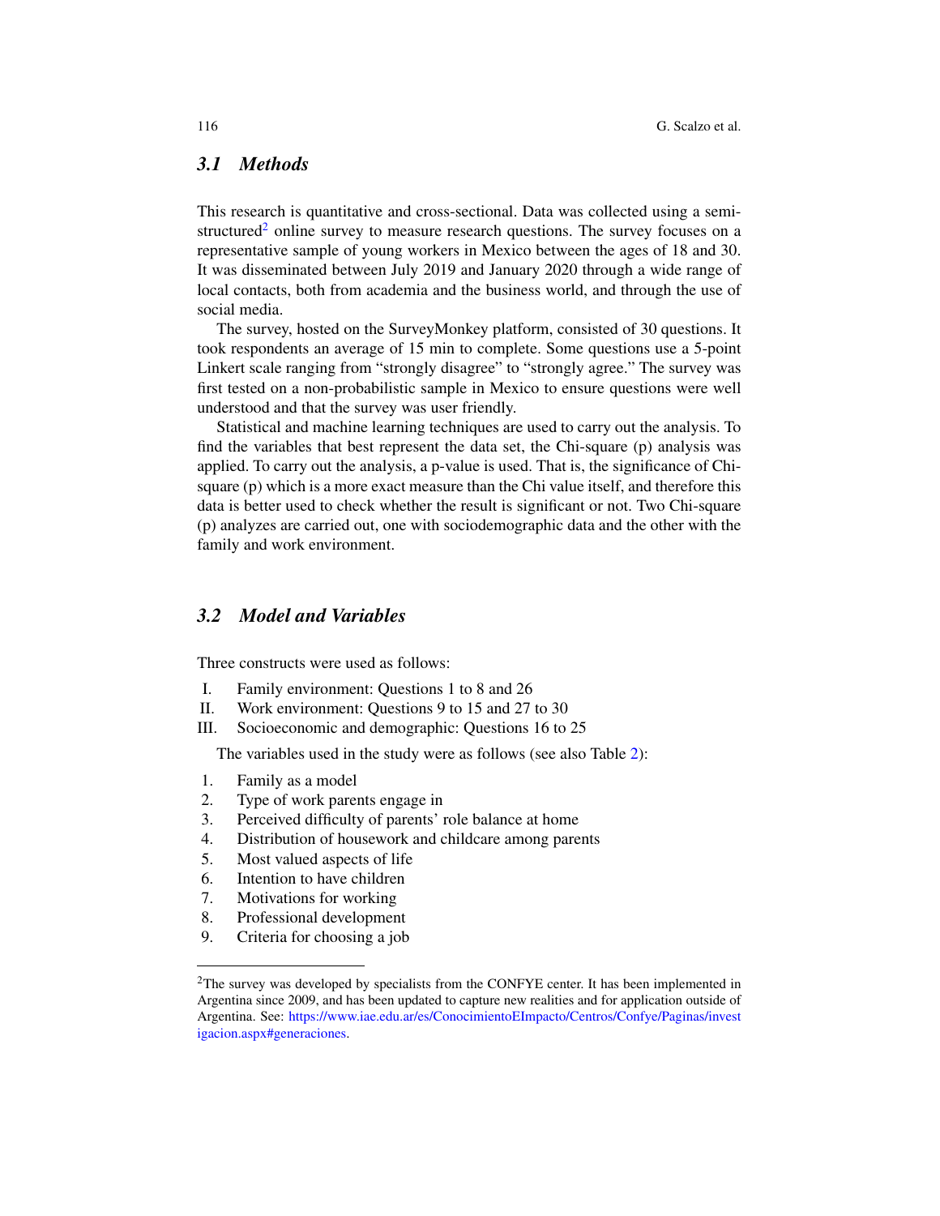### 3.1 Methods

This research is quantitative and cross-sectional. Data was collected using a semi-structured[2] online survey to measure research questions. The survey focuses on a representative sample of young workers in Mexico between the ages of 18 and 30. It was disseminated between July 2019 and January 2020 through a wide range of local contacts, both from academia and the business world, and through the use of social media.

The survey, hosted on the SurveyMonkey platform, consisted of 30 questions. It took respondents an average of 15 min to complete. Some questions use a 5-point Linkert scale ranging from "strongly disagree" to "strongly agree." The survey was first tested on a non-probabilistic sample in Mexico to ensure questions were well understood and that the survey was user friendly.

Statistical and machine learning techniques are used to carry out the analysis. To find the variables that best represent the data set, the Chi-square (p) analysis was applied. To carry out the analysis, a p-value is used. That is, the significance of Chi-square (p) which is a more exact measure than the Chi value itself, and therefore this data is better used to check whether the result is significant or not. Two Chi-square (p) analyzes are carried out, one with sociodemographic data and the other with the family and work environment.

### 3.2 Model and Variables

Three constructs were used as follows:

I. Family environment: Questions 1 to 8 and 26
II. Work environment: Questions 9 to 15 and 27 to 30
III. Socioeconomic and demographic: Questions 16 to 25

The variables used in the study were as follows (see also Table 2):

1. Family as a model
2. Type of work parents engage in
3. Perceived difficulty of parents' role balance at home
4. Distribution of housework and childcare among parents
5. Most valued aspects of life
6. Intention to have children
7. Motivations for working
8. Professional development
9. Criteria for choosing a job

[2] The survey was developed by specialists from the CONFYE center. It has been implemented in Argentina since 2009, and has been updated to capture new realities and for application outside of Argentina. See: https://www.iae.edu.ar/es/ConocimientoEImpacto/Centros/Confye/Paginas/investigacion.aspx#generaciones.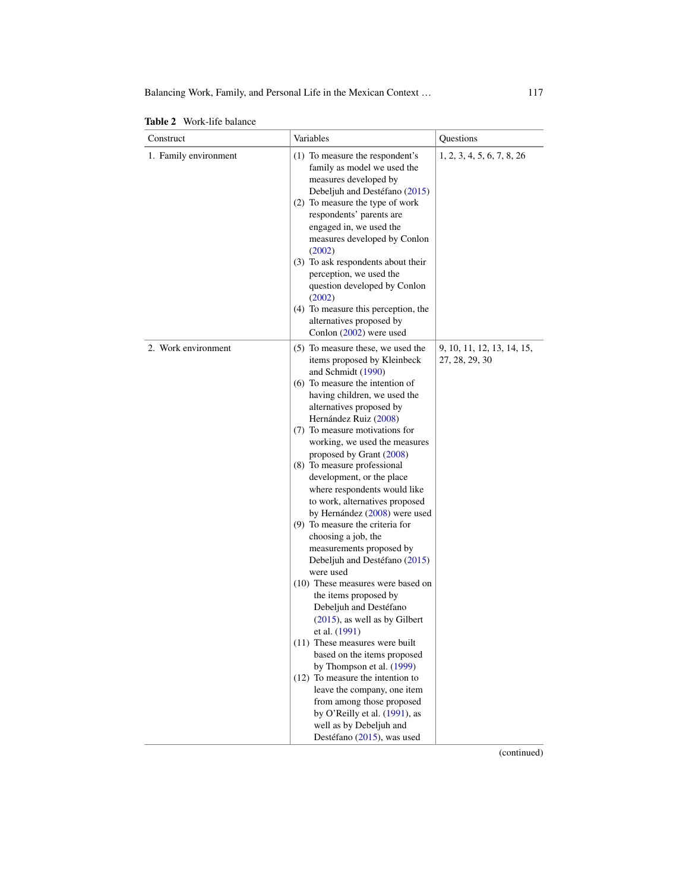**Table 2** Work-life balance

| Construct | Variables | Questions |
|---|---|---|
| 1. Family environment | (1) To measure the respondent's family as model we used the measures developed by Debeljuh and Destéfano (2015)<br>(2) To measure the type of work respondents' parents are engaged in, we used the measures developed by Conlon (2002)<br>(3) To ask respondents about their perception, we used the question developed by Conlon (2002)<br>(4) To measure this perception, the alternatives proposed by Conlon (2002) were used | 1, 2, 3, 4, 5, 6, 7, 8, 26 |
| 2. Work environment | (5) To measure these, we used the items proposed by Kleinbeck and Schmidt (1990)<br>(6) To measure the intention of having children, we used the alternatives proposed by Hernández Ruiz (2008)<br>(7) To measure motivations for working, we used the measures proposed by Grant (2008)<br>(8) To measure professional development, or the place where respondents would like to work, alternatives proposed by Hernández (2008) were used<br>(9) To measure the criteria for choosing a job, the measurements proposed by Debeljuh and Destéfano (2015) were used<br>(10) These measures were based on the items proposed by Debeljuh and Destéfano (2015), as well as by Gilbert et al. (1991)<br>(11) These measures were built based on the items proposed by Thompson et al. (1999)<br>(12) To measure the intention to leave the company, one item from among those proposed by O'Reilly et al. (1991), as well as by Debeljuh and Destéfano (2015), was used | 9, 10, 11, 12, 13, 14, 15, 27, 28, 29, 30 |

(continued)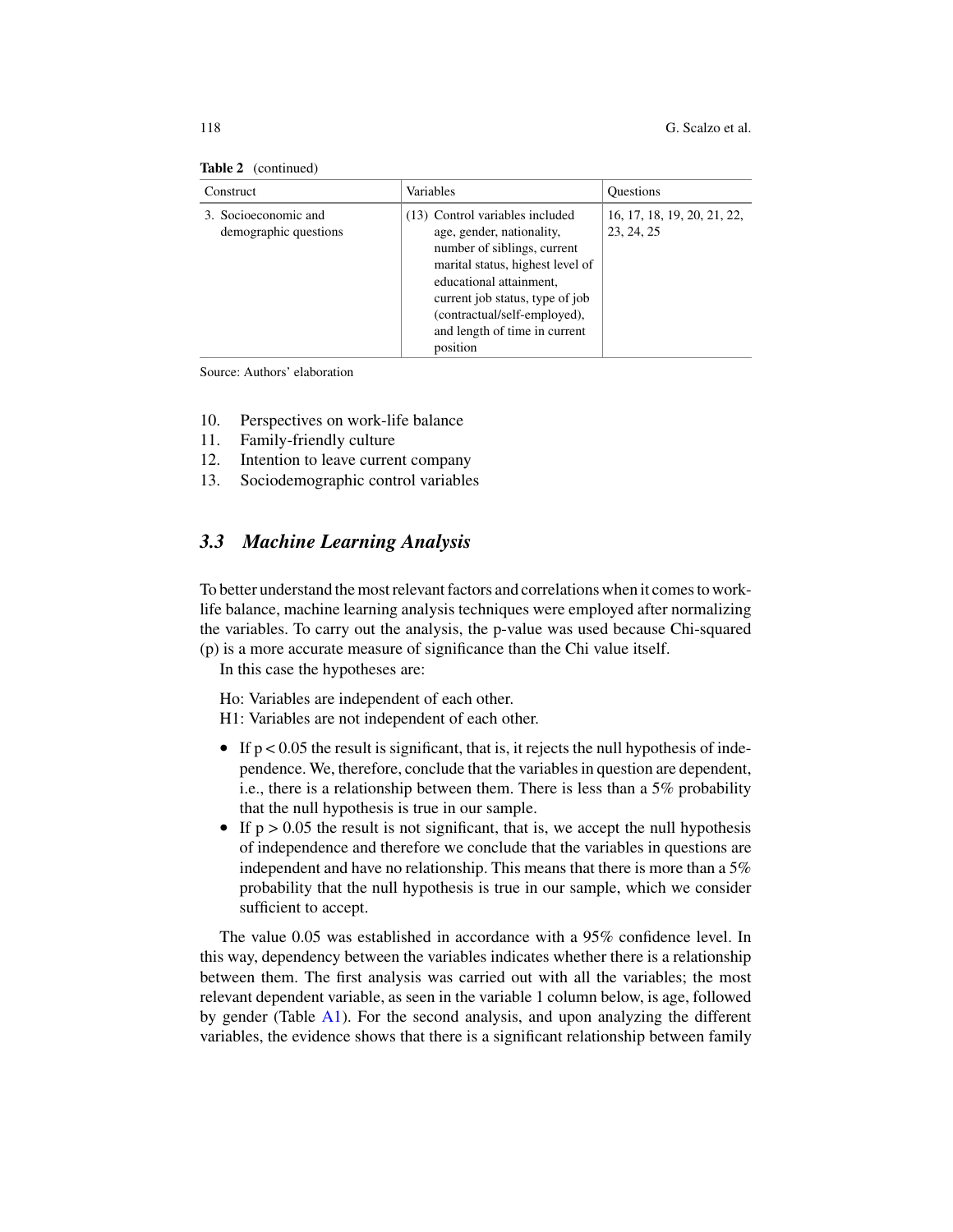**Table 2** (continued)

| Construct | Variables | Questions |
|---|---|---|
| 3. Socioeconomic and demographic questions | (13) Control variables included age, gender, nationality, number of siblings, current marital status, highest level of educational attainment, current job status, type of job (contractual/self-employed), and length of time in current position | 16, 17, 18, 19, 20, 21, 22, 23, 24, 25 |

Source: Authors' elaboration

10. Perspectives on work-life balance
11. Family-friendly culture
12. Intention to leave current company
13. Sociodemographic control variables

### *3.3 Machine Learning Analysis*

To better understand the most relevant factors and correlations when it comes to work-life balance, machine learning analysis techniques were employed after normalizing the variables. To carry out the analysis, the p-value was used because Chi-squared (p) is a more accurate measure of significance than the Chi value itself.

In this case the hypotheses are:

Ho: Variables are independent of each other.
H1: Variables are not independent of each other.

- If $p < 0.05$ the result is significant, that is, it rejects the null hypothesis of independence. We, therefore, conclude that the variables in question are dependent, i.e., there is a relationship between them. There is less than a 5% probability that the null hypothesis is true in our sample.
- If $p > 0.05$ the result is not significant, that is, we accept the null hypothesis of independence and therefore we conclude that the variables in questions are independent and have no relationship. This means that there is more than a 5% probability that the null hypothesis is true in our sample, which we consider sufficient to accept.

The value 0.05 was established in accordance with a 95% confidence level. In this way, dependency between the variables indicates whether there is a relationship between them. The first analysis was carried out with all the variables; the most relevant dependent variable, as seen in the variable 1 column below, is age, followed by gender (Table A1). For the second analysis, and upon analyzing the different variables, the evidence shows that there is a significant relationship between family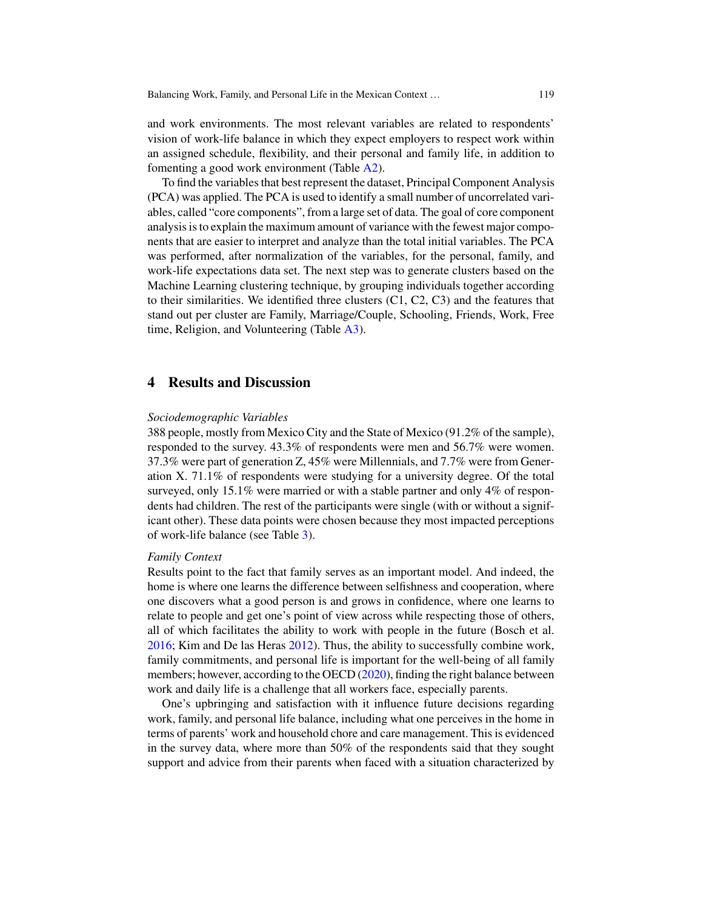and work environments. The most relevant variables are related to respondents' vision of work-life balance in which they expect employers to respect work within an assigned schedule, flexibility, and their personal and family life, in addition to fomenting a good work environment (Table A2).

To find the variables that best represent the dataset, Principal Component Analysis (PCA) was applied. The PCA is used to identify a small number of uncorrelated variables, called "core components", from a large set of data. The goal of core component analysis is to explain the maximum amount of variance with the fewest major components that are easier to interpret and analyze than the total initial variables. The PCA was performed, after normalization of the variables, for the personal, family, and work-life expectations data set. The next step was to generate clusters based on the Machine Learning clustering technique, by grouping individuals together according to their similarities. We identified three clusters (C1, C2, C3) and the features that stand out per cluster are Family, Marriage/Couple, Schooling, Friends, Work, Free time, Religion, and Volunteering (Table A3).

## 4 Results and Discussion

*Sociodemographic Variables*

388 people, mostly from Mexico City and the State of Mexico (91.2% of the sample), responded to the survey. 43.3% of respondents were men and 56.7% were women. 37.3% were part of generation Z, 45% were Millennials, and 7.7% were from Generation X. 71.1% of respondents were studying for a university degree. Of the total surveyed, only 15.1% were married or with a stable partner and only 4% of respondents had children. The rest of the participants were single (with or without a significant other). These data points were chosen because they most impacted perceptions of work-life balance (see Table 3).

*Family Context*

Results point to the fact that family serves as an important model. And indeed, the home is where one learns the difference between selfishness and cooperation, where one discovers what a good person is and grows in confidence, where one learns to relate to people and get one's point of view across while respecting those of others, all of which facilitates the ability to work with people in the future (Bosch et al. 2016; Kim and De las Heras 2012). Thus, the ability to successfully combine work, family commitments, and personal life is important for the well-being of all family members; however, according to the OECD (2020), finding the right balance between work and daily life is a challenge that all workers face, especially parents.

One's upbringing and satisfaction with it influence future decisions regarding work, family, and personal life balance, including what one perceives in the home in terms of parents' work and household chore and care management. This is evidenced in the survey data, where more than 50% of the respondents said that they sought support and advice from their parents when faced with a situation characterized by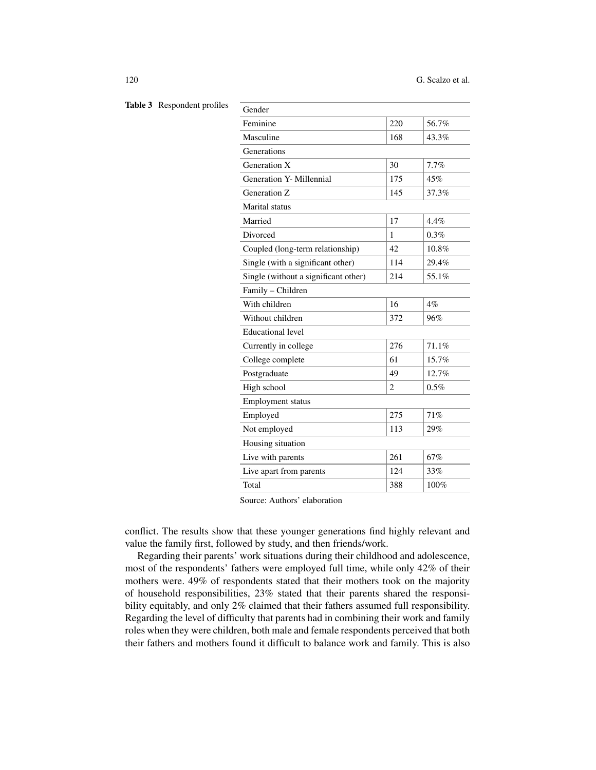**Table 3** Respondent profiles

| Gender | | |
|---|---|---|
| Feminine | 220 | 56.7% |
| Masculine | 168 | 43.3% |
| Generations | | |
| Generation X | 30 | 7.7% |
| Generation Y- Millennial | 175 | 45% |
| Generation Z | 145 | 37.3% |
| Marital status | | |
| Married | 17 | 4.4% |
| Divorced | 1 | 0.3% |
| Coupled (long-term relationship) | 42 | 10.8% |
| Single (with a significant other) | 114 | 29.4% |
| Single (without a significant other) | 214 | 55.1% |
| Family – Children | | |
| With children | 16 | 4% |
| Without children | 372 | 96% |
| Educational level | | |
| Currently in college | 276 | 71.1% |
| College complete | 61 | 15.7% |
| Postgraduate | 49 | 12.7% |
| High school | 2 | 0.5% |
| Employment status | | |
| Employed | 275 | 71% |
| Not employed | 113 | 29% |
| Housing situation | | |
| Live with parents | 261 | 67% |
| Live apart from parents | 124 | 33% |
| Total | 388 | 100% |

Source: Authors' elaboration

conflict. The results show that these younger generations find highly relevant and value the family first, followed by study, and then friends/work.

Regarding their parents' work situations during their childhood and adolescence, most of the respondents' fathers were employed full time, while only 42% of their mothers were. 49% of respondents stated that their mothers took on the majority of household responsibilities, 23% stated that their parents shared the responsibility equitably, and only 2% claimed that their fathers assumed full responsibility. Regarding the level of difficulty that parents had in combining their work and family roles when they were children, both male and female respondents perceived that both their fathers and mothers found it difficult to balance work and family. This is also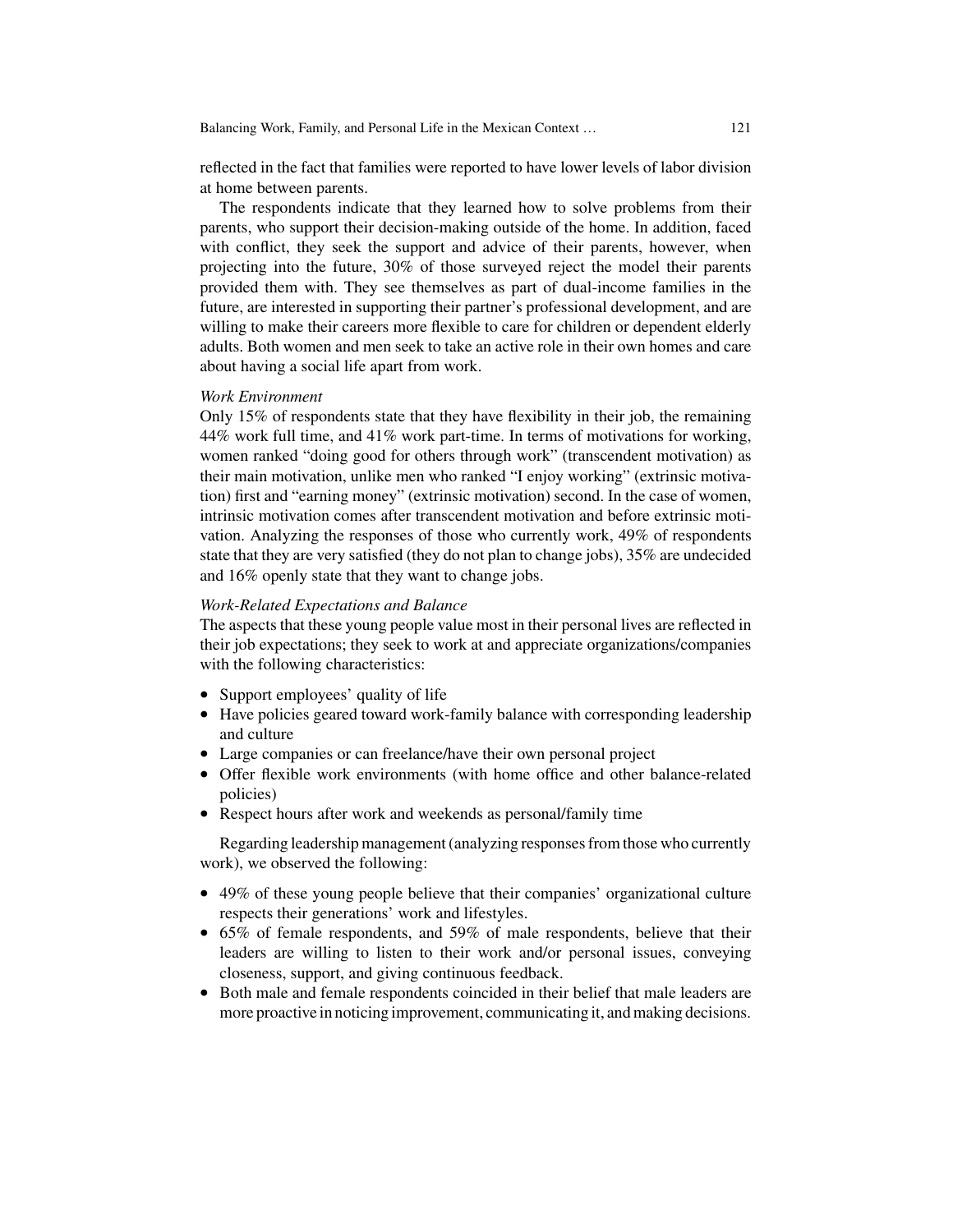reflected in the fact that families were reported to have lower levels of labor division at home between parents.

The respondents indicate that they learned how to solve problems from their parents, who support their decision-making outside of the home. In addition, faced with conflict, they seek the support and advice of their parents, however, when projecting into the future, 30% of those surveyed reject the model their parents provided them with. They see themselves as part of dual-income families in the future, are interested in supporting their partner's professional development, and are willing to make their careers more flexible to care for children or dependent elderly adults. Both women and men seek to take an active role in their own homes and care about having a social life apart from work.

*Work Environment*

Only 15% of respondents state that they have flexibility in their job, the remaining 44% work full time, and 41% work part-time. In terms of motivations for working, women ranked "doing good for others through work" (transcendent motivation) as their main motivation, unlike men who ranked "I enjoy working" (extrinsic motivation) first and "earning money" (extrinsic motivation) second. In the case of women, intrinsic motivation comes after transcendent motivation and before extrinsic motivation. Analyzing the responses of those who currently work, 49% of respondents state that they are very satisfied (they do not plan to change jobs), 35% are undecided and 16% openly state that they want to change jobs.

*Work-Related Expectations and Balance*

The aspects that these young people value most in their personal lives are reflected in their job expectations; they seek to work at and appreciate organizations/companies with the following characteristics:

- Support employees' quality of life
- Have policies geared toward work-family balance with corresponding leadership and culture
- Large companies or can freelance/have their own personal project
- Offer flexible work environments (with home office and other balance-related policies)
- Respect hours after work and weekends as personal/family time

Regarding leadership management (analyzing responses from those who currently work), we observed the following:

- 49% of these young people believe that their companies' organizational culture respects their generations' work and lifestyles.
- 65% of female respondents, and 59% of male respondents, believe that their leaders are willing to listen to their work and/or personal issues, conveying closeness, support, and giving continuous feedback.
- Both male and female respondents coincided in their belief that male leaders are more proactive in noticing improvement, communicating it, and making decisions.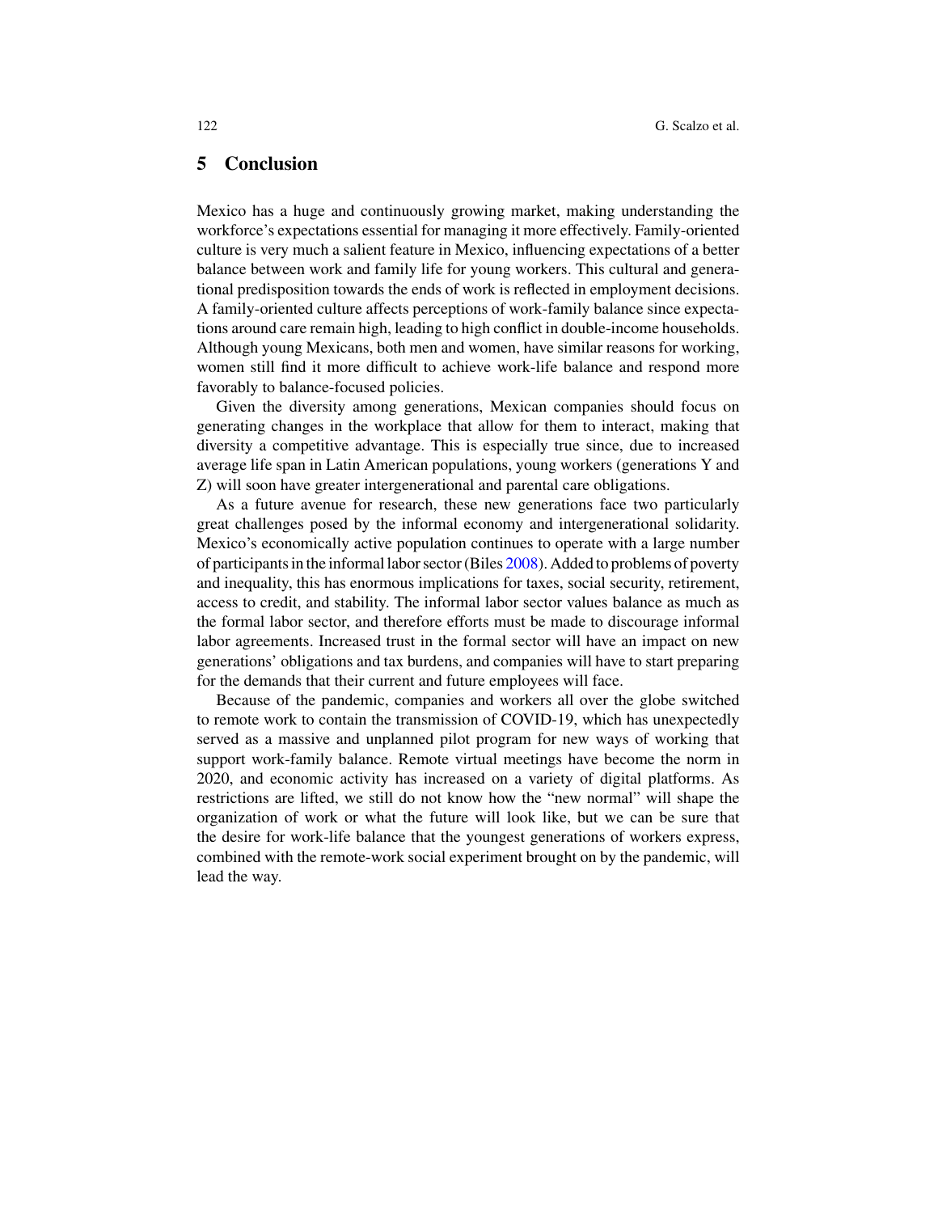## 5 Conclusion

Mexico has a huge and continuously growing market, making understanding the workforce's expectations essential for managing it more effectively. Family-oriented culture is very much a salient feature in Mexico, influencing expectations of a better balance between work and family life for young workers. This cultural and generational predisposition towards the ends of work is reflected in employment decisions. A family-oriented culture affects perceptions of work-family balance since expectations around care remain high, leading to high conflict in double-income households. Although young Mexicans, both men and women, have similar reasons for working, women still find it more difficult to achieve work-life balance and respond more favorably to balance-focused policies.

Given the diversity among generations, Mexican companies should focus on generating changes in the workplace that allow for them to interact, making that diversity a competitive advantage. This is especially true since, due to increased average life span in Latin American populations, young workers (generations Y and Z) will soon have greater intergenerational and parental care obligations.

As a future avenue for research, these new generations face two particularly great challenges posed by the informal economy and intergenerational solidarity. Mexico's economically active population continues to operate with a large number of participants in the informal labor sector (Biles 2008). Added to problems of poverty and inequality, this has enormous implications for taxes, social security, retirement, access to credit, and stability. The informal labor sector values balance as much as the formal labor sector, and therefore efforts must be made to discourage informal labor agreements. Increased trust in the formal sector will have an impact on new generations' obligations and tax burdens, and companies will have to start preparing for the demands that their current and future employees will face.

Because of the pandemic, companies and workers all over the globe switched to remote work to contain the transmission of COVID-19, which has unexpectedly served as a massive and unplanned pilot program for new ways of working that support work-family balance. Remote virtual meetings have become the norm in 2020, and economic activity has increased on a variety of digital platforms. As restrictions are lifted, we still do not know how the "new normal" will shape the organization of work or what the future will look like, but we can be sure that the desire for work-life balance that the youngest generations of workers express, combined with the remote-work social experiment brought on by the pandemic, will lead the way.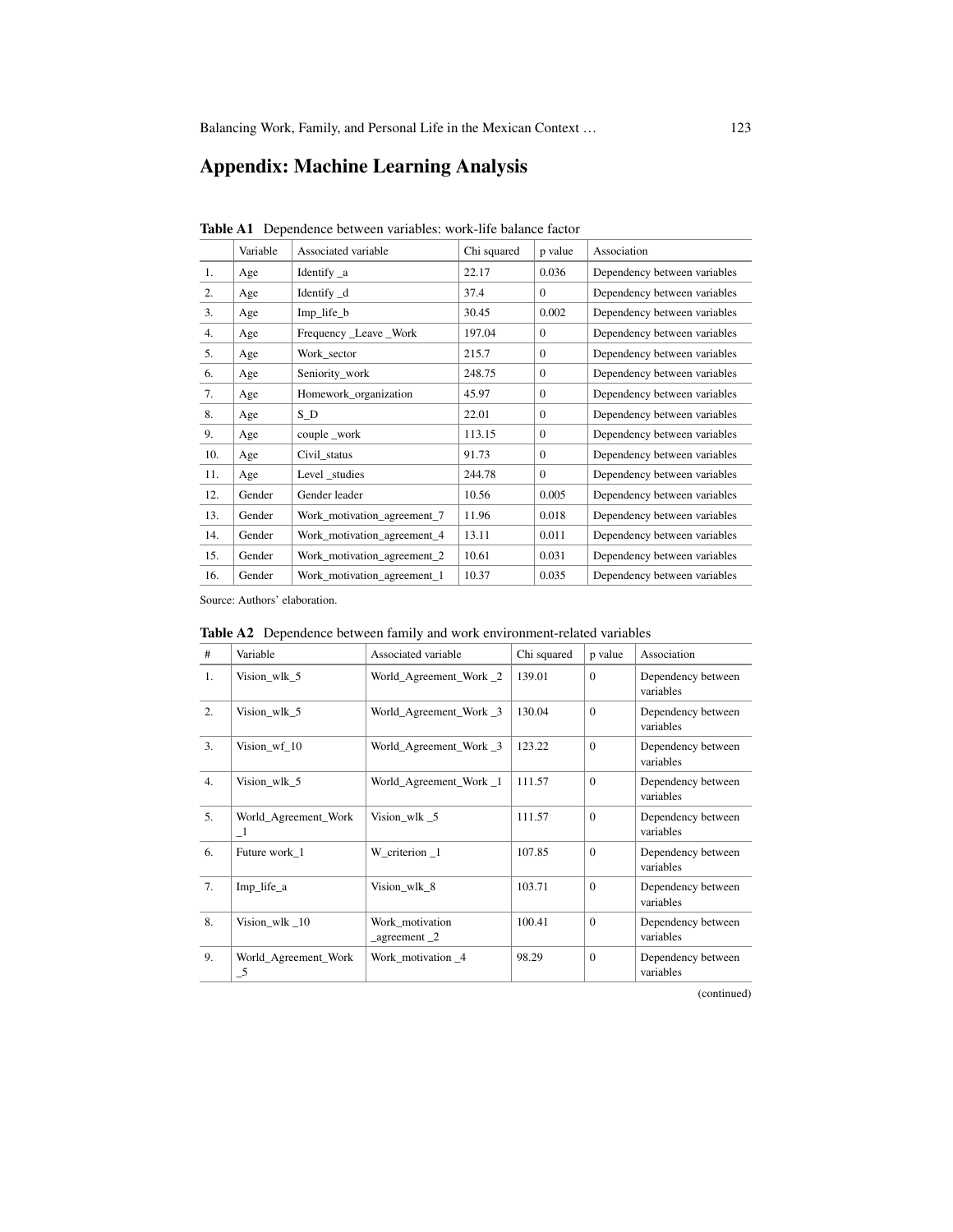## Appendix: Machine Learning Analysis

**Table A1** Dependence between variables: work-life balance factor

| | Variable | Associated variable | Chi squared | p value | Association |
|---|---|---|---|---|---|
| 1. | Age | Identify _a | 22.17 | 0.036 | Dependency between variables |
| 2. | Age | Identify _d | 37.4 | 0 | Dependency between variables |
| 3. | Age | Imp_life_b | 30.45 | 0.002 | Dependency between variables |
| 4. | Age | Frequency _Leave _Work | 197.04 | 0 | Dependency between variables |
| 5. | Age | Work_sector | 215.7 | 0 | Dependency between variables |
| 6. | Age | Seniority_work | 248.75 | 0 | Dependency between variables |
| 7. | Age | Homework_organization | 45.97 | 0 | Dependency between variables |
| 8. | Age | S_D | 22.01 | 0 | Dependency between variables |
| 9. | Age | couple _work | 113.15 | 0 | Dependency between variables |
| 10. | Age | Civil_status | 91.73 | 0 | Dependency between variables |
| 11. | Age | Level _studies | 244.78 | 0 | Dependency between variables |
| 12. | Gender | Gender leader | 10.56 | 0.005 | Dependency between variables |
| 13. | Gender | Work_motivation_agreement_7 | 11.96 | 0.018 | Dependency between variables |
| 14. | Gender | Work_motivation_agreement_4 | 13.11 | 0.011 | Dependency between variables |
| 15. | Gender | Work_motivation_agreement_2 | 10.61 | 0.031 | Dependency between variables |
| 16. | Gender | Work_motivation_agreement_1 | 10.37 | 0.035 | Dependency between variables |

Source: Authors' elaboration.

**Table A2** Dependence between family and work environment-related variables

| # | Variable | Associated variable | Chi squared | p value | Association |
|---|---|---|---|---|---|
| 1. | Vision_wlk_5 | World_Agreement_Work _2 | 139.01 | 0 | Dependency between variables |
| 2. | Vision_wlk_5 | World_Agreement_Work _3 | 130.04 | 0 | Dependency between variables |
| 3. | Vision_wf_10 | World_Agreement_Work _3 | 123.22 | 0 | Dependency between variables |
| 4. | Vision_wlk_5 | World_Agreement_Work _1 | 111.57 | 0 | Dependency between variables |
| 5. | World_Agreement_Work _1 | Vision_wlk _5 | 111.57 | 0 | Dependency between variables |
| 6. | Future work_1 | W_criterion _1 | 107.85 | 0 | Dependency between variables |
| 7. | Imp_life_a | Vision_wlk_8 | 103.71 | 0 | Dependency between variables |
| 8. | Vision_wlk _10 | Work_motivation _agreement _2 | 100.41 | 0 | Dependency between variables |
| 9. | World_Agreement_Work _5 | Work_motivation _4 | 98.29 | 0 | Dependency between variables |

(continued)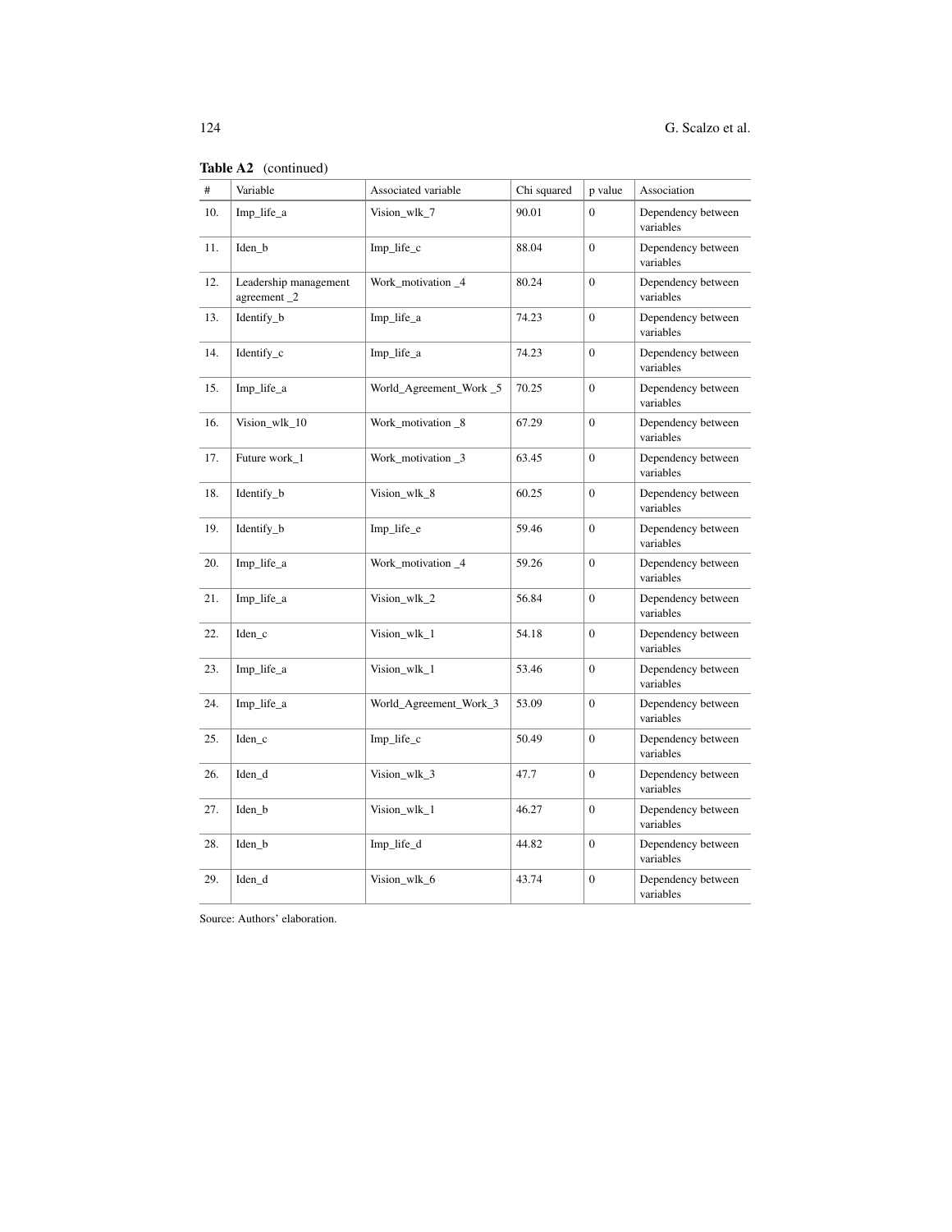**Table A2** (continued)

| # | Variable | Associated variable | Chi squared | p value | Association |
|---|---|---|---|---|---|
| 10. | Imp_life_a | Vision_wlk_7 | 90.01 | 0 | Dependency between variables |
| 11. | Iden_b | Imp_life_c | 88.04 | 0 | Dependency between variables |
| 12. | Leadership management agreement _2 | Work_motivation _4 | 80.24 | 0 | Dependency between variables |
| 13. | Identify_b | Imp_life_a | 74.23 | 0 | Dependency between variables |
| 14. | Identify_c | Imp_life_a | 74.23 | 0 | Dependency between variables |
| 15. | Imp_life_a | World_Agreement_Work _5 | 70.25 | 0 | Dependency between variables |
| 16. | Vision_wlk_10 | Work_motivation _8 | 67.29 | 0 | Dependency between variables |
| 17. | Future work_1 | Work_motivation _3 | 63.45 | 0 | Dependency between variables |
| 18. | Identify_b | Vision_wlk_8 | 60.25 | 0 | Dependency between variables |
| 19. | Identify_b | Imp_life_e | 59.46 | 0 | Dependency between variables |
| 20. | Imp_life_a | Work_motivation _4 | 59.26 | 0 | Dependency between variables |
| 21. | Imp_life_a | Vision_wlk_2 | 56.84 | 0 | Dependency between variables |
| 22. | Iden_c | Vision_wlk_1 | 54.18 | 0 | Dependency between variables |
| 23. | Imp_life_a | Vision_wlk_1 | 53.46 | 0 | Dependency between variables |
| 24. | Imp_life_a | World_Agreement_Work_3 | 53.09 | 0 | Dependency between variables |
| 25. | Iden_c | Imp_life_c | 50.49 | 0 | Dependency between variables |
| 26. | Iden_d | Vision_wlk_3 | 47.7 | 0 | Dependency between variables |
| 27. | Iden_b | Vision_wlk_1 | 46.27 | 0 | Dependency between variables |
| 28. | Iden_b | Imp_life_d | 44.82 | 0 | Dependency between variables |
| 29. | Iden_d | Vision_wlk_6 | 43.74 | 0 | Dependency between variables |

Source: Authors' elaboration.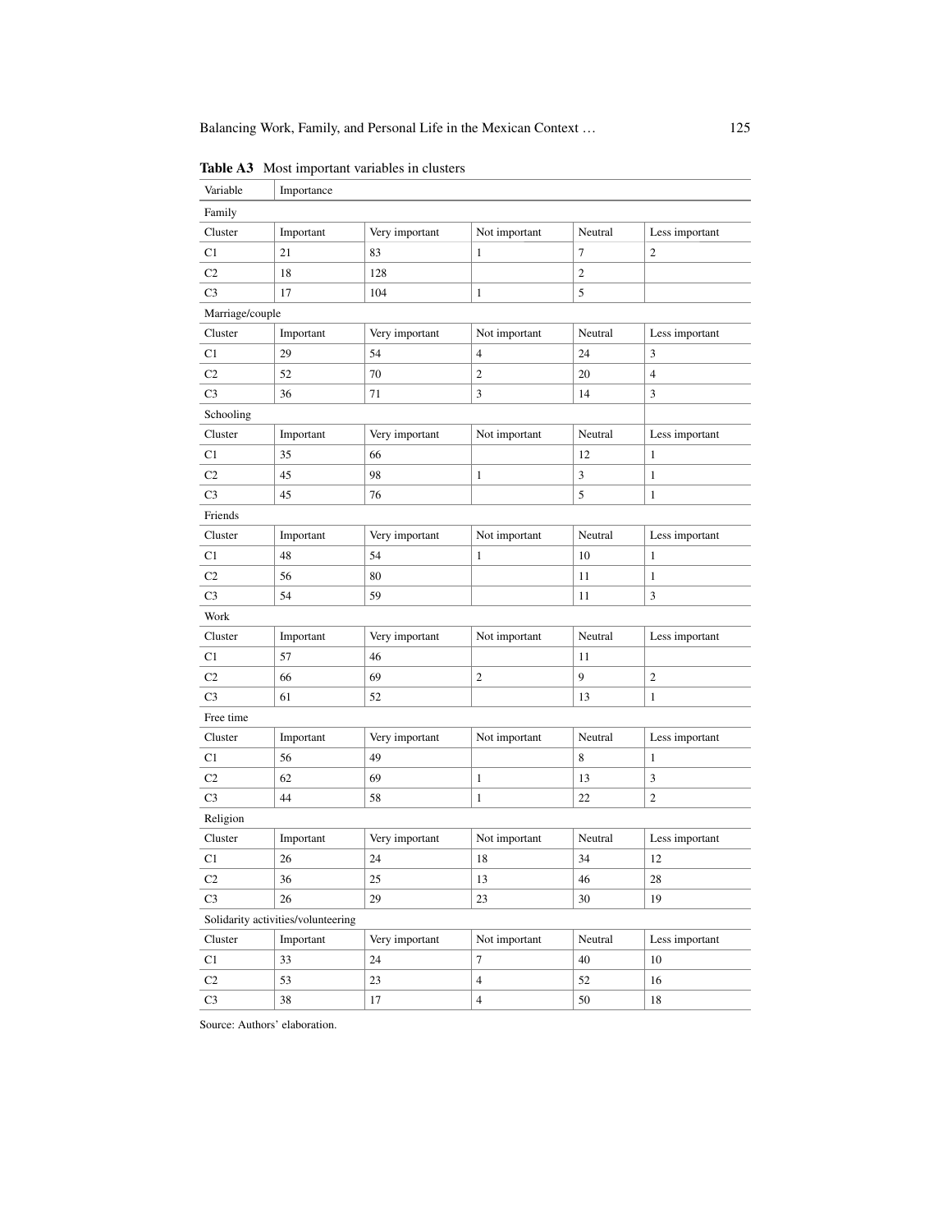**Table A3** Most important variables in clusters

| Variable | Importance | | | | |
|---|---|---|---|---|---|
| Family | | | | | |
| Cluster | Important | Very important | Not important | Neutral | Less important |
| C1 | 21 | 83 | 1 | 7 | 2 |
| C2 | 18 | 128 | | 2 | |
| C3 | 17 | 104 | 1 | 5 | |
| Marriage/couple | | | | | |
| Cluster | Important | Very important | Not important | Neutral | Less important |
| C1 | 29 | 54 | 4 | 24 | 3 |
| C2 | 52 | 70 | 2 | 20 | 4 |
| C3 | 36 | 71 | 3 | 14 | 3 |
| Schooling | | | | | |
| Cluster | Important | Very important | Not important | Neutral | Less important |
| C1 | 35 | 66 | | 12 | 1 |
| C2 | 45 | 98 | 1 | 3 | 1 |
| C3 | 45 | 76 | | 5 | 1 |
| Friends | | | | | |
| Cluster | Important | Very important | Not important | Neutral | Less important |
| C1 | 48 | 54 | 1 | 10 | 1 |
| C2 | 56 | 80 | | 11 | 1 |
| C3 | 54 | 59 | | 11 | 3 |
| Work | | | | | |
| Cluster | Important | Very important | Not important | Neutral | Less important |
| C1 | 57 | 46 | | 11 | |
| C2 | 66 | 69 | 2 | 9 | 2 |
| C3 | 61 | 52 | | 13 | 1 |
| Free time | | | | | |
| Cluster | Important | Very important | Not important | Neutral | Less important |
| C1 | 56 | 49 | | 8 | 1 |
| C2 | 62 | 69 | 1 | 13 | 3 |
| C3 | 44 | 58 | 1 | 22 | 2 |
| Religion | | | | | |
| Cluster | Important | Very important | Not important | Neutral | Less important |
| C1 | 26 | 24 | 18 | 34 | 12 |
| C2 | 36 | 25 | 13 | 46 | 28 |
| C3 | 26 | 29 | 23 | 30 | 19 |
| Solidarity activities/volunteering | | | | | |
| Cluster | Important | Very important | Not important | Neutral | Less important |
| C1 | 33 | 24 | 7 | 40 | 10 |
| C2 | 53 | 23 | 4 | 52 | 16 |
| C3 | 38 | 17 | 4 | 50 | 18 |

Source: Authors' elaboration.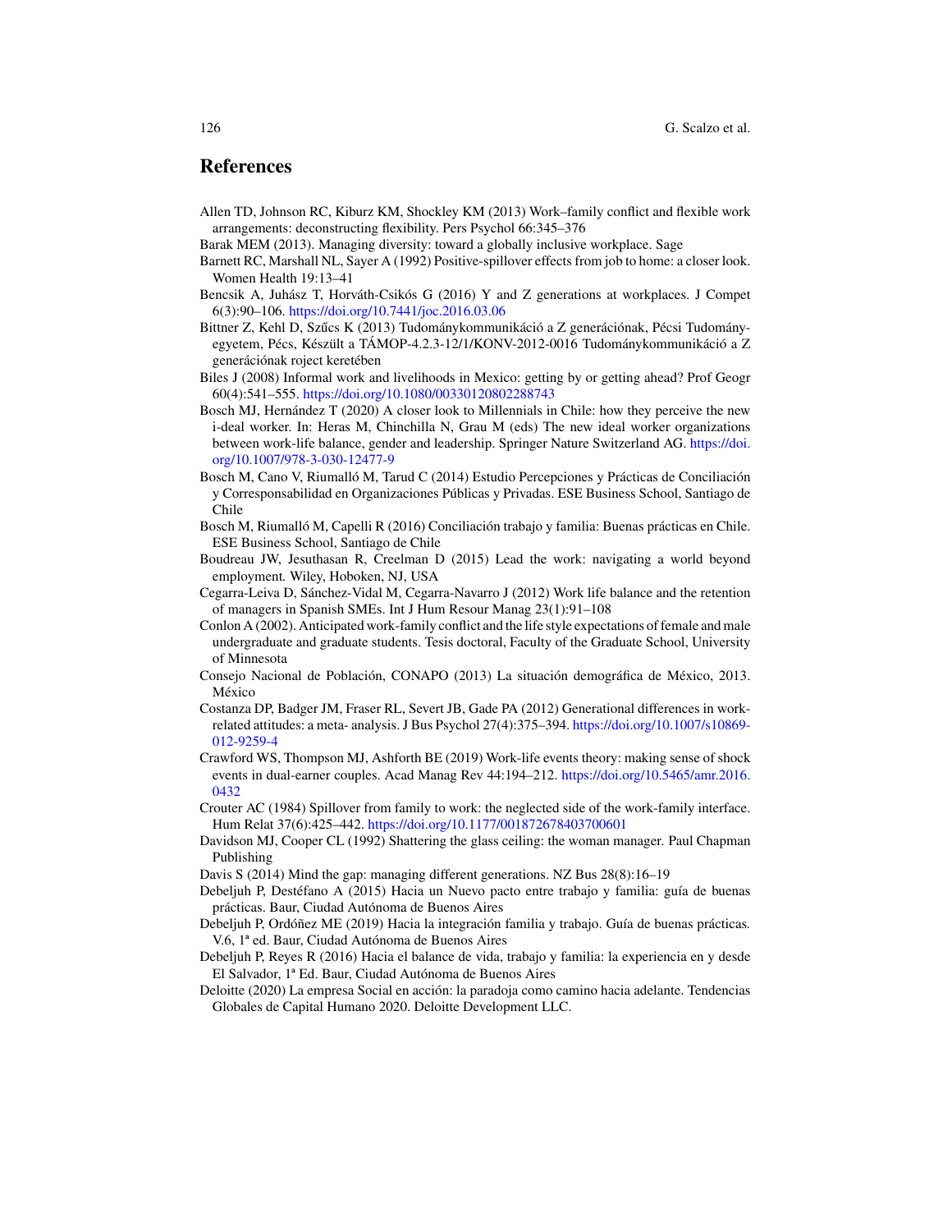## References

Allen TD, Johnson RC, Kiburz KM, Shockley KM (2013) Work–family conflict and flexible work arrangements: deconstructing flexibility. Pers Psychol 66:345–376

Barak MEM (2013). Managing diversity: toward a globally inclusive workplace. Sage

Barnett RC, Marshall NL, Sayer A (1992) Positive-spillover effects from job to home: a closer look. Women Health 19:13–41

Bencsik A, Juhász T, Horváth-Csikós G (2016) Y and Z generations at workplaces. J Compet 6(3):90–106. https://doi.org/10.7441/joc.2016.03.06

Bittner Z, Kehl D, Szűcs K (2013) Tudománykommunikáció a Z generációnak, Pécsi Tudományegyetem, Pécs, Készült a TÁMOP-4.2.3-12/1/KONV-2012-0016 Tudománykommunikáció a Z generációnak roject keretében

Biles J (2008) Informal work and livelihoods in Mexico: getting by or getting ahead? Prof Geogr 60(4):541–555. https://doi.org/10.1080/00330120802288743

Bosch MJ, Hernández T (2020) A closer look to Millennials in Chile: how they perceive the new i-deal worker. In: Heras M, Chinchilla N, Grau M (eds) The new ideal worker organizations between work-life balance, gender and leadership. Springer Nature Switzerland AG. https://doi.org/10.1007/978-3-030-12477-9

Bosch M, Cano V, Riumalló M, Tarud C (2014) Estudio Percepciones y Prácticas de Conciliación y Corresponsabilidad en Organizaciones Públicas y Privadas. ESE Business School, Santiago de Chile

Bosch M, Riumalló M, Capelli R (2016) Conciliación trabajo y familia: Buenas prácticas en Chile. ESE Business School, Santiago de Chile

Boudreau JW, Jesuthasan R, Creelman D (2015) Lead the work: navigating a world beyond employment. Wiley, Hoboken, NJ, USA

Cegarra-Leiva D, Sánchez-Vidal M, Cegarra-Navarro J (2012) Work life balance and the retention of managers in Spanish SMEs. Int J Hum Resour Manag 23(1):91–108

Conlon A (2002). Anticipated work-family conflict and the life style expectations of female and male undergraduate and graduate students. Tesis doctoral, Faculty of the Graduate School, University of Minnesota

Consejo Nacional de Población, CONAPO (2013) La situación demográfica de México, 2013. México

Costanza DP, Badger JM, Fraser RL, Severt JB, Gade PA (2012) Generational differences in work-related attitudes: a meta- analysis. J Bus Psychol 27(4):375–394. https://doi.org/10.1007/s10869-012-9259-4

Crawford WS, Thompson MJ, Ashforth BE (2019) Work-life events theory: making sense of shock events in dual-earner couples. Acad Manag Rev 44:194–212. https://doi.org/10.5465/amr.2016.0432

Crouter AC (1984) Spillover from family to work: the neglected side of the work-family interface. Hum Relat 37(6):425–442. https://doi.org/10.1177/001872678403700601

Davidson MJ, Cooper CL (1992) Shattering the glass ceiling: the woman manager. Paul Chapman Publishing

Davis S (2014) Mind the gap: managing different generations. NZ Bus 28(8):16–19

Debeljuh P, Destéfano A (2015) Hacia un Nuevo pacto entre trabajo y familia: guía de buenas prácticas. Baur, Ciudad Autónoma de Buenos Aires

Debeljuh P, Ordóñez ME (2019) Hacia la integración familia y trabajo. Guía de buenas prácticas. V.6, 1ª ed. Baur, Ciudad Autónoma de Buenos Aires

Debeljuh P, Reyes R (2016) Hacia el balance de vida, trabajo y familia: la experiencia en y desde El Salvador, 1ª Ed. Baur, Ciudad Autónoma de Buenos Aires

Deloitte (2020) La empresa Social en acción: la paradoja como camino hacia adelante. Tendencias Globales de Capital Humano 2020. Deloitte Development LLC.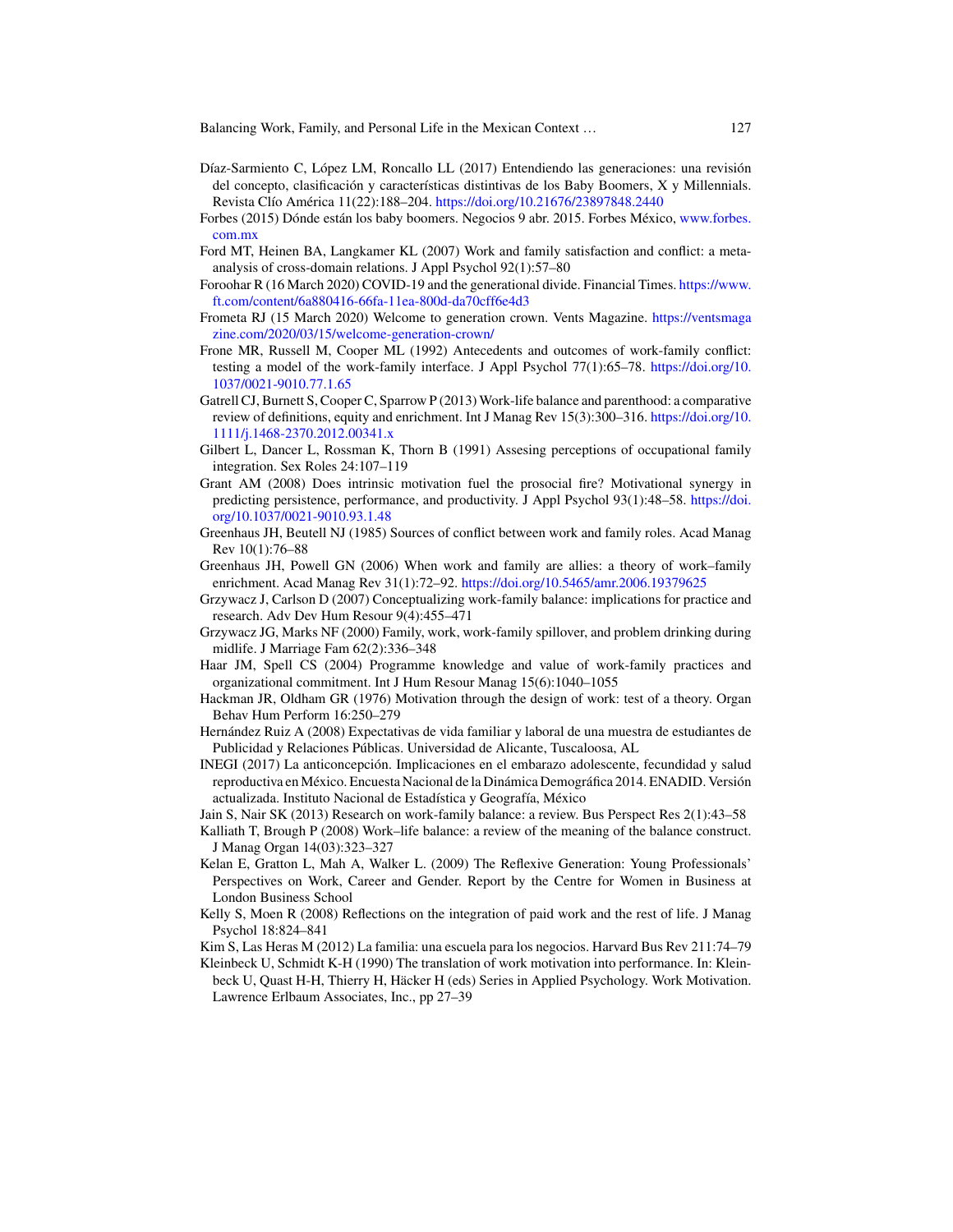Díaz-Sarmiento C, López LM, Roncallo LL (2017) Entendiendo las generaciones: una revisión del concepto, clasificación y características distintivas de los Baby Boomers, X y Millennials. Revista Clío América 11(22):188–204. https://doi.org/10.21676/23897848.2440

Forbes (2015) Dónde están los baby boomers. Negocios 9 abr. 2015. Forbes México, www.forbes.com.mx

Ford MT, Heinen BA, Langkamer KL (2007) Work and family satisfaction and conflict: a meta-analysis of cross-domain relations. J Appl Psychol 92(1):57–80

Foroohar R (16 March 2020) COVID-19 and the generational divide. Financial Times. https://www.ft.com/content/6a880416-66fa-11ea-800d-da70cff6e4d3

Frometa RJ (15 March 2020) Welcome to generation crown. Vents Magazine. https://ventsmagazine.com/2020/03/15/welcome-generation-crown/

Frone MR, Russell M, Cooper ML (1992) Antecedents and outcomes of work-family conflict: testing a model of the work-family interface. J Appl Psychol 77(1):65–78. https://doi.org/10.1037/0021-9010.77.1.65

Gatrell CJ, Burnett S, Cooper C, Sparrow P (2013) Work-life balance and parenthood: a comparative review of definitions, equity and enrichment. Int J Manag Rev 15(3):300–316. https://doi.org/10.1111/j.1468-2370.2012.00341.x

Gilbert L, Dancer L, Rossman K, Thorn B (1991) Assesing perceptions of occupational family integration. Sex Roles 24:107–119

Grant AM (2008) Does intrinsic motivation fuel the prosocial fire? Motivational synergy in predicting persistence, performance, and productivity. J Appl Psychol 93(1):48–58. https://doi.org/10.1037/0021-9010.93.1.48

Greenhaus JH, Beutell NJ (1985) Sources of conflict between work and family roles. Acad Manag Rev 10(1):76–88

Greenhaus JH, Powell GN (2006) When work and family are allies: a theory of work–family enrichment. Acad Manag Rev 31(1):72–92. https://doi.org/10.5465/amr.2006.19379625

Grzywacz J, Carlson D (2007) Conceptualizing work-family balance: implications for practice and research. Adv Dev Hum Resour 9(4):455–471

Grzywacz JG, Marks NF (2000) Family, work, work-family spillover, and problem drinking during midlife. J Marriage Fam 62(2):336–348

Haar JM, Spell CS (2004) Programme knowledge and value of work-family practices and organizational commitment. Int J Hum Resour Manag 15(6):1040–1055

Hackman JR, Oldham GR (1976) Motivation through the design of work: test of a theory. Organ Behav Hum Perform 16:250–279

Hernández Ruiz A (2008) Expectativas de vida familiar y laboral de una muestra de estudiantes de Publicidad y Relaciones Públicas. Universidad de Alicante, Tuscaloosa, AL

INEGI (2017) La anticoncepción. Implicaciones en el embarazo adolescente, fecundidad y salud reproductiva en México. Encuesta Nacional de la Dinámica Demográfica 2014. ENADID. Versión actualizada. Instituto Nacional de Estadística y Geografía, México

Jain S, Nair SK (2013) Research on work-family balance: a review. Bus Perspect Res 2(1):43–58

Kalliath T, Brough P (2008) Work–life balance: a review of the meaning of the balance construct. J Manag Organ 14(03):323–327

Kelan E, Gratton L, Mah A, Walker L. (2009) The Reflexive Generation: Young Professionals' Perspectives on Work, Career and Gender. Report by the Centre for Women in Business at London Business School

Kelly S, Moen R (2008) Reflections on the integration of paid work and the rest of life. J Manag Psychol 18:824–841

Kim S, Las Heras M (2012) La familia: una escuela para los negocios. Harvard Bus Rev 211:74–79

Kleinbeck U, Schmidt K-H (1990) The translation of work motivation into performance. In: Kleinbeck U, Quast H-H, Thierry H, Häcker H (eds) Series in Applied Psychology. Work Motivation. Lawrence Erlbaum Associates, Inc., pp 27–39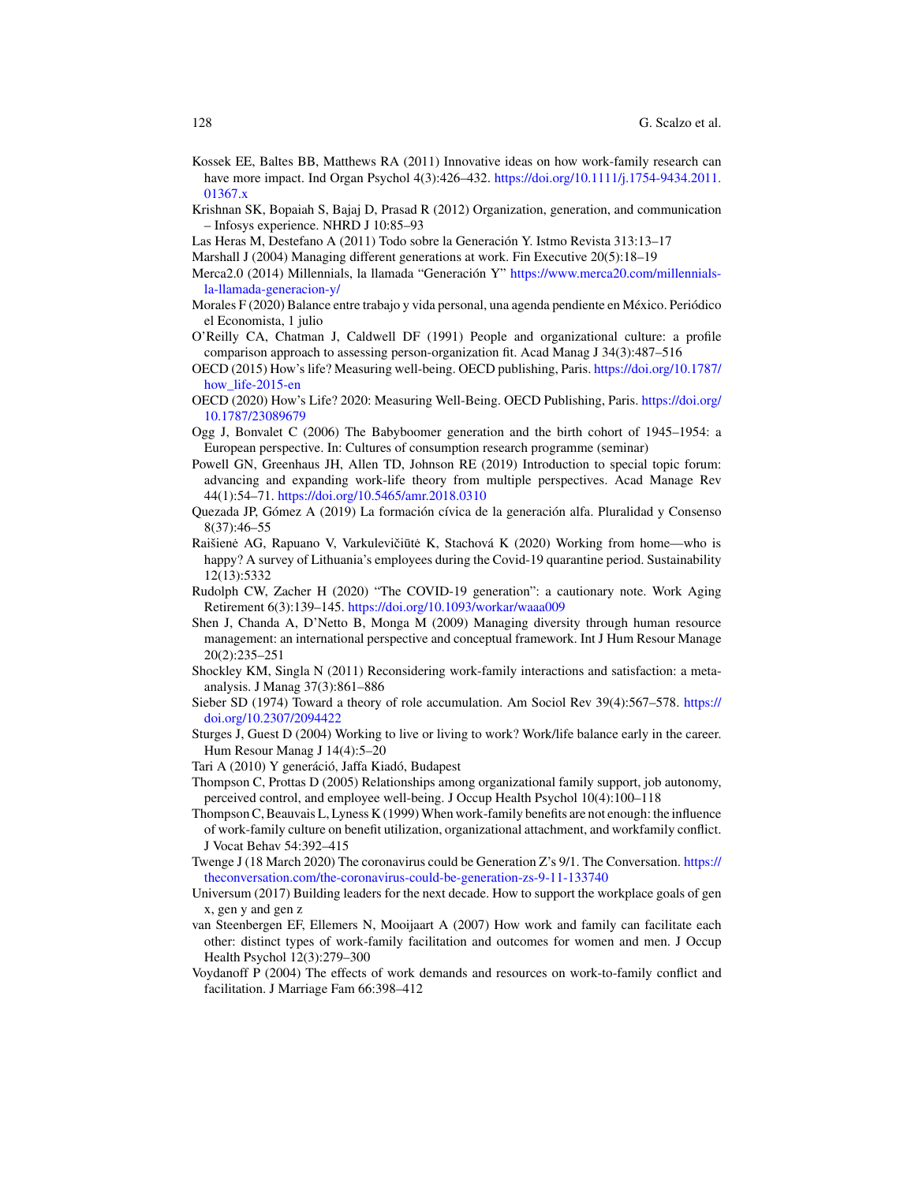Kossek EE, Baltes BB, Matthews RA (2011) Innovative ideas on how work-family research can have more impact. Ind Organ Psychol 4(3):426–432. https://doi.org/10.1111/j.1754-9434.2011.01367.x

Krishnan SK, Bopaiah S, Bajaj D, Prasad R (2012) Organization, generation, and communication – Infosys experience. NHRD J 10:85–93

Las Heras M, Destefano A (2011) Todo sobre la Generación Y. Istmo Revista 313:13–17

Marshall J (2004) Managing different generations at work. Fin Executive 20(5):18–19

Merca2.0 (2014) Millennials, la llamada "Generación Y" https://www.merca20.com/millennials-la-llamada-generacion-y/

Morales F (2020) Balance entre trabajo y vida personal, una agenda pendiente en México. Periódico el Economista, 1 julio

O'Reilly CA, Chatman J, Caldwell DF (1991) People and organizational culture: a profile comparison approach to assessing person-organization fit. Acad Manag J 34(3):487–516

OECD (2015) How's life? Measuring well-being. OECD publishing, Paris. https://doi.org/10.1787/how_life-2015-en

OECD (2020) How's Life? 2020: Measuring Well-Being. OECD Publishing, Paris. https://doi.org/10.1787/23089679

Ogg J, Bonvalet C (2006) The Babyboomer generation and the birth cohort of 1945–1954: a European perspective. In: Cultures of consumption research programme (seminar)

Powell GN, Greenhaus JH, Allen TD, Johnson RE (2019) Introduction to special topic forum: advancing and expanding work-life theory from multiple perspectives. Acad Manage Rev 44(1):54–71. https://doi.org/10.5465/amr.2018.0310

Quezada JP, Gómez A (2019) La formación cívica de la generación alfa. Pluralidad y Consenso 8(37):46–55

Raišienė AG, Rapuano V, Varkulevičiūtė K, Stachová K (2020) Working from home—who is happy? A survey of Lithuania's employees during the Covid-19 quarantine period. Sustainability 12(13):5332

Rudolph CW, Zacher H (2020) "The COVID-19 generation": a cautionary note. Work Aging Retirement 6(3):139–145. https://doi.org/10.1093/workar/waaa009

Shen J, Chanda A, D'Netto B, Monga M (2009) Managing diversity through human resource management: an international perspective and conceptual framework. Int J Hum Resour Manage 20(2):235–251

Shockley KM, Singla N (2011) Reconsidering work-family interactions and satisfaction: a meta-analysis. J Manag 37(3):861–886

Sieber SD (1974) Toward a theory of role accumulation. Am Sociol Rev 39(4):567–578. https://doi.org/10.2307/2094422

Sturges J, Guest D (2004) Working to live or living to work? Work/life balance early in the career. Hum Resour Manag J 14(4):5–20

Tari A (2010) Y generáció, Jaffa Kiadó, Budapest

Thompson C, Prottas D (2005) Relationships among organizational family support, job autonomy, perceived control, and employee well-being. J Occup Health Psychol 10(4):100–118

Thompson C, Beauvais L, Lyness K (1999) When work-family benefits are not enough: the influence of work-family culture on benefit utilization, organizational attachment, and workfamily conflict. J Vocat Behav 54:392–415

Twenge J (18 March 2020) The coronavirus could be Generation Z's 9/1. The Conversation. https://theconversation.com/the-coronavirus-could-be-generation-zs-9-11-133740

Universum (2017) Building leaders for the next decade. How to support the workplace goals of gen x, gen y and gen z

van Steenbergen EF, Ellemers N, Mooijaart A (2007) How work and family can facilitate each other: distinct types of work-family facilitation and outcomes for women and men. J Occup Health Psychol 12(3):279–300

Voydanoff P (2004) The effects of work demands and resources on work-to-family conflict and facilitation. J Marriage Fam 66:398–412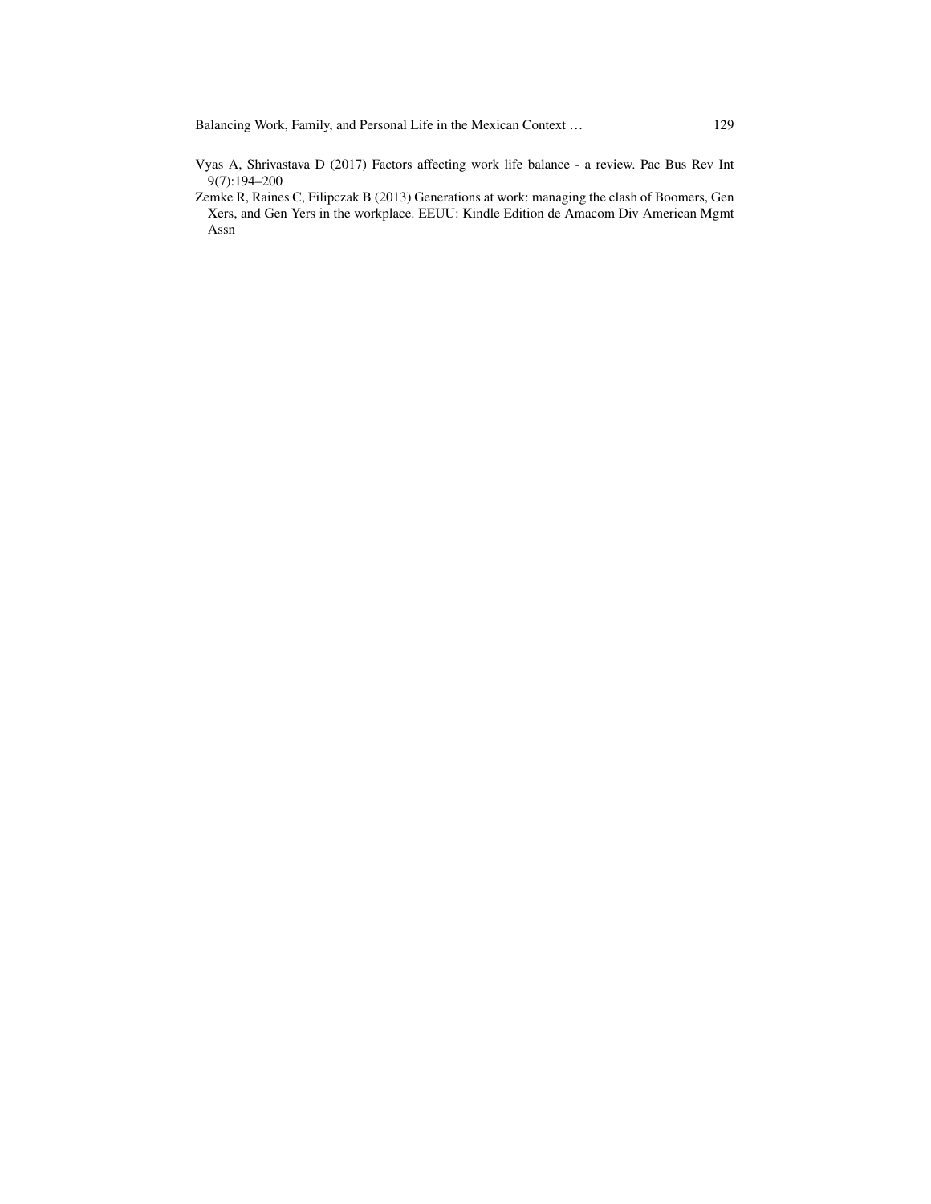Vyas A, Shrivastava D (2017) Factors affecting work life balance - a review. Pac Bus Rev Int 9(7):194–200

Zemke R, Raines C, Filipczak B (2013) Generations at work: managing the clash of Boomers, Gen Xers, and Gen Yers in the workplace. EEUU: Kindle Edition de Amacom Div American Mgmt Assn